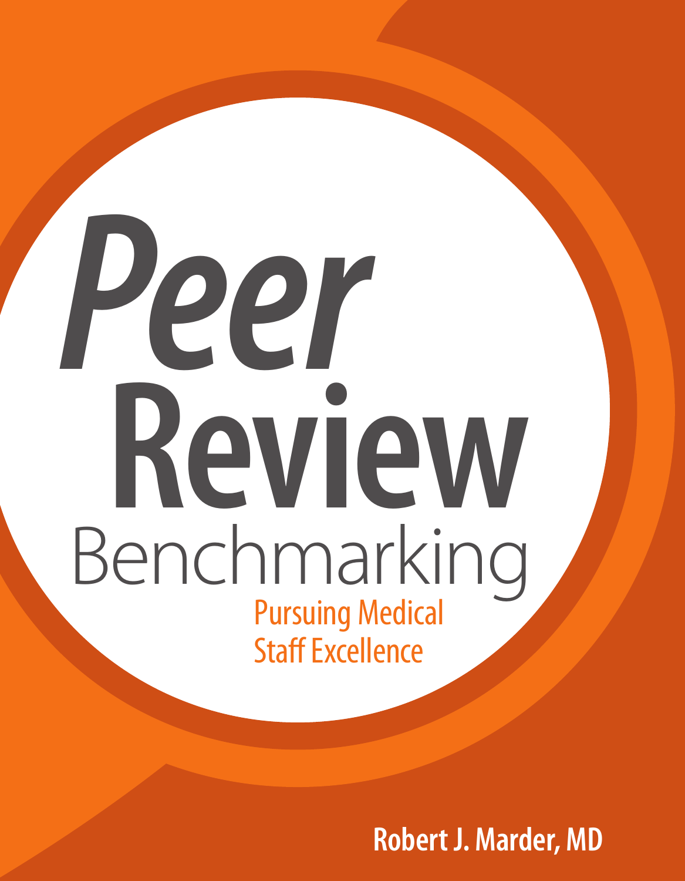# Peer Review Benchmarking

## Pursuing Medical Staff Excellence

**Robert J. Marder, MD**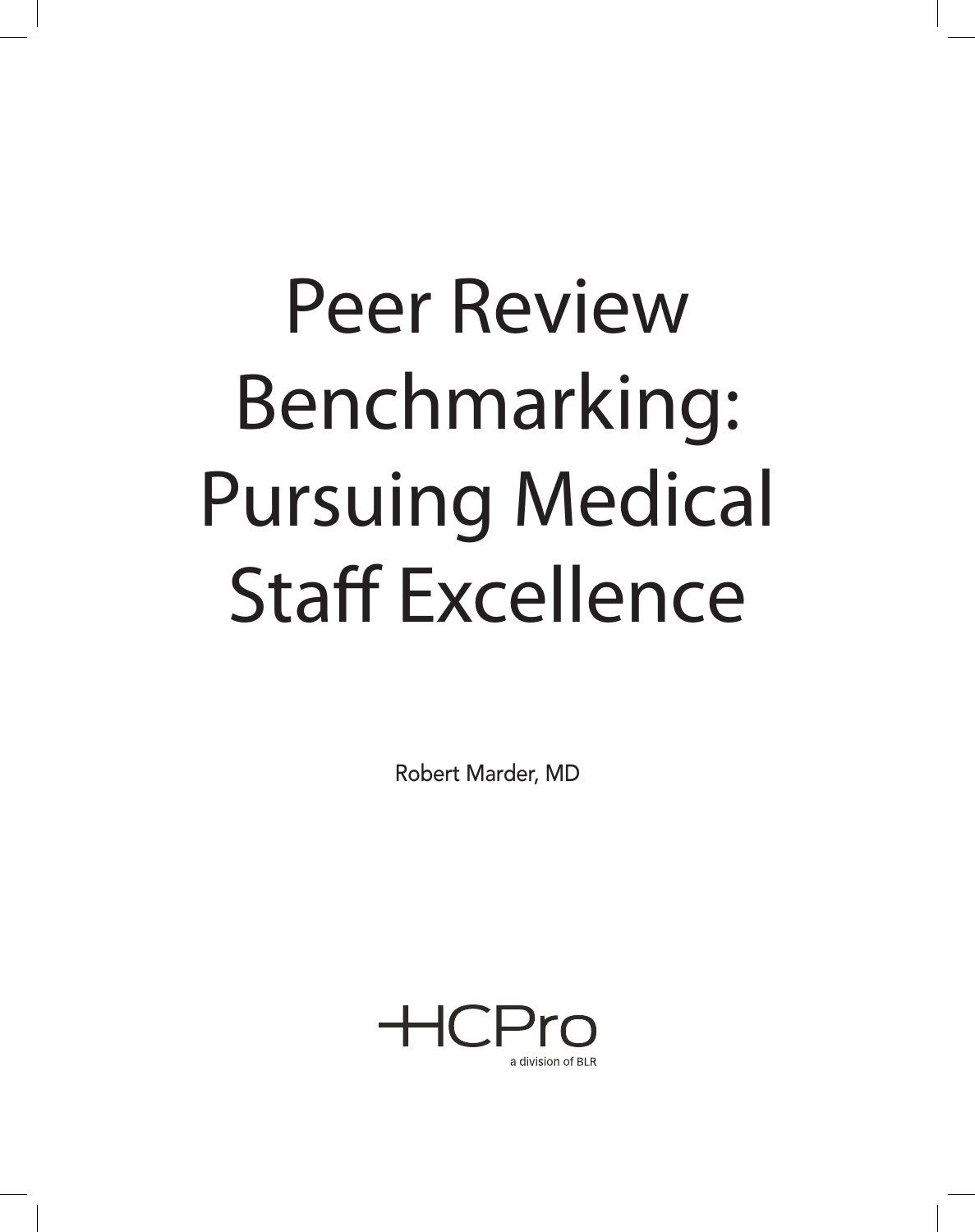# Peer Review Benchmarking: Pursuing Medical Staff Excellence

Robert Marder, MD

HCPro

a division of BLR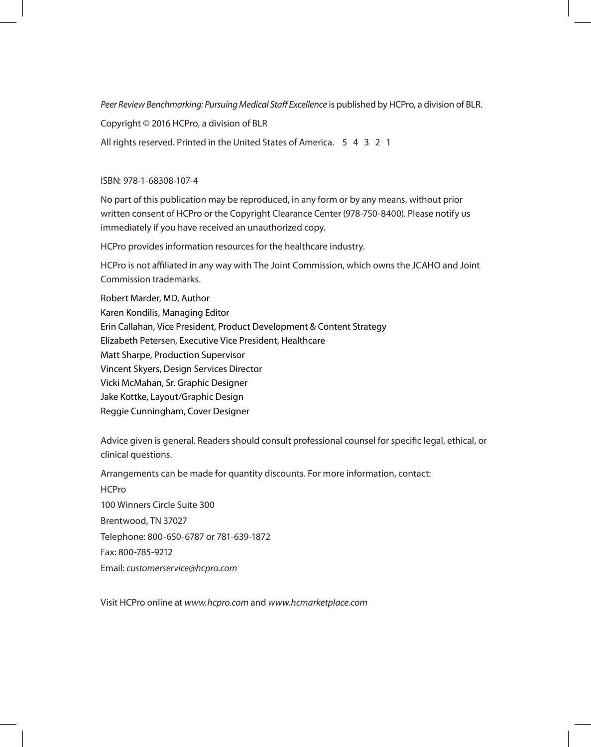*Peer Review Benchmarking: Pursuing Medical Staff Excellence* is published by HCPro, a division of BLR.

Copyright © 2016 HCPro, a division of BLR

All rights reserved. Printed in the United States of America. 5 4 3 2 1

ISBN: 978-1-68308-107-4

No part of this publication may be reproduced, in any form or by any means, without prior written consent of HCPro or the Copyright Clearance Center (978-750-8400). Please notify us immediately if you have received an unauthorized copy.

HCPro provides information resources for the healthcare industry.

HCPro is not affiliated in any way with The Joint Commission, which owns the JCAHO and Joint Commission trademarks.

Robert Marder, MD, Author
Karen Kondilis, Managing Editor
Erin Callahan, Vice President, Product Development & Content Strategy
Elizabeth Petersen, Executive Vice President, Healthcare
Matt Sharpe, Production Supervisor
Vincent Skyers, Design Services Director
Vicki McMahan, Sr. Graphic Designer
Jake Kottke, Layout/Graphic Design
Reggie Cunningham, Cover Designer

Advice given is general. Readers should consult professional counsel for specific legal, ethical, or clinical questions.

Arrangements can be made for quantity discounts. For more information, contact:

HCPro

100 Winners Circle Suite 300

Brentwood, TN 37027

Telephone: 800-650-6787 or 781-639-1872

Fax: 800-785-9212

Email: *customerservice@hcpro.com*

Visit HCPro online at *www.hcpro.com* and *www.hcmarketplace.com*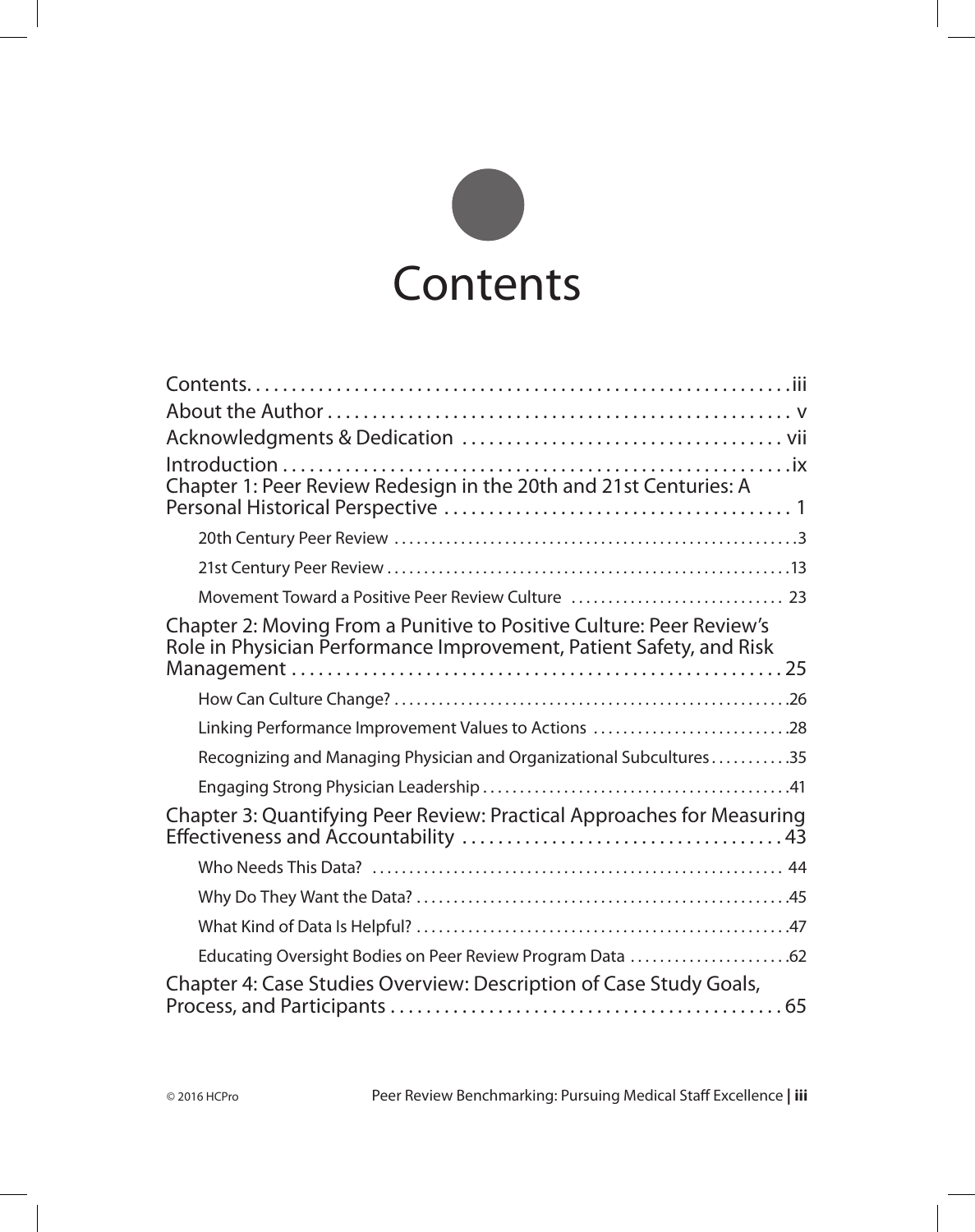# Contents

Contents . . . . . . . . . . . . . . . . . . . . . . . . . . . . . . . . . . . . . . . . . . . . . . . . . . . . . . . . . . iii

About the Author . . . . . . . . . . . . . . . . . . . . . . . . . . . . . . . . . . . . . . . . . . . . . . . . . . . v

Acknowledgments & Dedication . . . . . . . . . . . . . . . . . . . . . . . . . . . . . . . . . . . vii

Introduction . . . . . . . . . . . . . . . . . . . . . . . . . . . . . . . . . . . . . . . . . . . . . . . . . . . . . . . ix

Chapter 1: Peer Review Redesign in the 20th and 21st Centuries: A Personal Historical Perspective . . . . . . . . . . . . . . . . . . . . . . . . . . . . . . . . . . . . . . 1

- 20th Century Peer Review . . . . . . . . . . . . . . . . . . . . . . . . . . . . . . . . . . . . . . . . . . . . . . . . . . . . . 3
- 21st Century Peer Review . . . . . . . . . . . . . . . . . . . . . . . . . . . . . . . . . . . . . . . . . . . . . . . . . . . . . 13
- Movement Toward a Positive Peer Review Culture . . . . . . . . . . . . . . . . . . . . . . . . . . . . 23

Chapter 2: Moving From a Punitive to Positive Culture: Peer Review's Role in Physician Performance Improvement, Patient Safety, and Risk Management . . . . . . . . . . . . . . . . . . . . . . . . . . . . . . . . . . . . . . . . . . . . . . . . . . . . . . 25

- How Can Culture Change? . . . . . . . . . . . . . . . . . . . . . . . . . . . . . . . . . . . . . . . . . . . . . . . . . . . . 26
- Linking Performance Improvement Values to Actions . . . . . . . . . . . . . . . . . . . . . . . . . . 28
- Recognizing and Managing Physician and Organizational Subcultures . . . . . . . . . . . 35
- Engaging Strong Physician Leadership . . . . . . . . . . . . . . . . . . . . . . . . . . . . . . . . . . . . . . . . 41

Chapter 3: Quantifying Peer Review: Practical Approaches for Measuring Effectiveness and Accountability . . . . . . . . . . . . . . . . . . . . . . . . . . . . . . . . . . . 43

- Who Needs This Data? . . . . . . . . . . . . . . . . . . . . . . . . . . . . . . . . . . . . . . . . . . . . . . . . . . . . . . 44
- Why Do They Want the Data? . . . . . . . . . . . . . . . . . . . . . . . . . . . . . . . . . . . . . . . . . . . . . . . . . 45
- What Kind of Data Is Helpful? . . . . . . . . . . . . . . . . . . . . . . . . . . . . . . . . . . . . . . . . . . . . . . . . . 47
- Educating Oversight Bodies on Peer Review Program Data . . . . . . . . . . . . . . . . . . . . . 62

Chapter 4: Case Studies Overview: Description of Case Study Goals, Process, and Participants . . . . . . . . . . . . . . . . . . . . . . . . . . . . . . . . . . . . . . . . . . . 65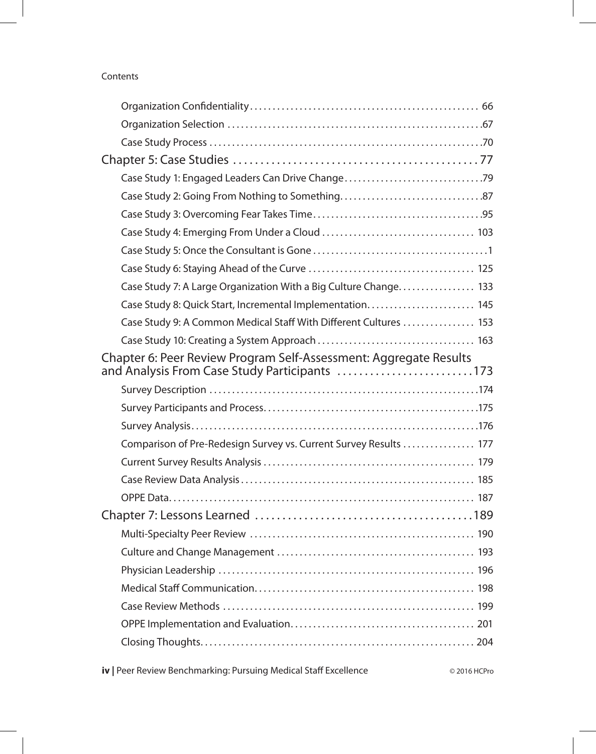Organization Confidentiality .................................................. 66

Organization Selection ........................................................67

Case Study Process ............................................................70

## Chapter 5: Case Studies ............................................77

Case Study 1: Engaged Leaders Can Drive Change..............................79

Case Study 2: Going From Nothing to Something...............................87

Case Study 3: Overcoming Fear Takes Time....................................95

Case Study 4: Emerging From Under a Cloud ................................. 103

Case Study 5: Once the Consultant is Gone......................................1

Case Study 6: Staying Ahead of the Curve .................................... 125

Case Study 7: A Large Organization With a Big Culture Change................ 133

Case Study 8: Quick Start, Incremental Implementation........................ 145

Case Study 9: A Common Medical Staff With Different Cultures ................ 153

Case Study 10: Creating a System Approach .................................. 163

## Chapter 6: Peer Review Program Self-Assessment: Aggregate Results and Analysis From Case Study Participants .........................173

Survey Description ...........................................................174

Survey Participants and Process...............................................175

Survey Analysis...............................................................176

Comparison of Pre-Redesign Survey vs. Current Survey Results ................ 177

Current Survey Results Analysis .............................................. 179

Case Review Data Analysis ................................................... 185

OPPE Data.................................................................... 187

## Chapter 7: Lessons Learned ........................................189

Multi-Specialty Peer Review ................................................. 190

Culture and Change Management ........................................... 193

Physician Leadership ........................................................ 196

Medical Staff Communication................................................. 198

Case Review Methods ........................................................ 199

OPPE Implementation and Evaluation......................................... 201

Closing Thoughts............................................................. 204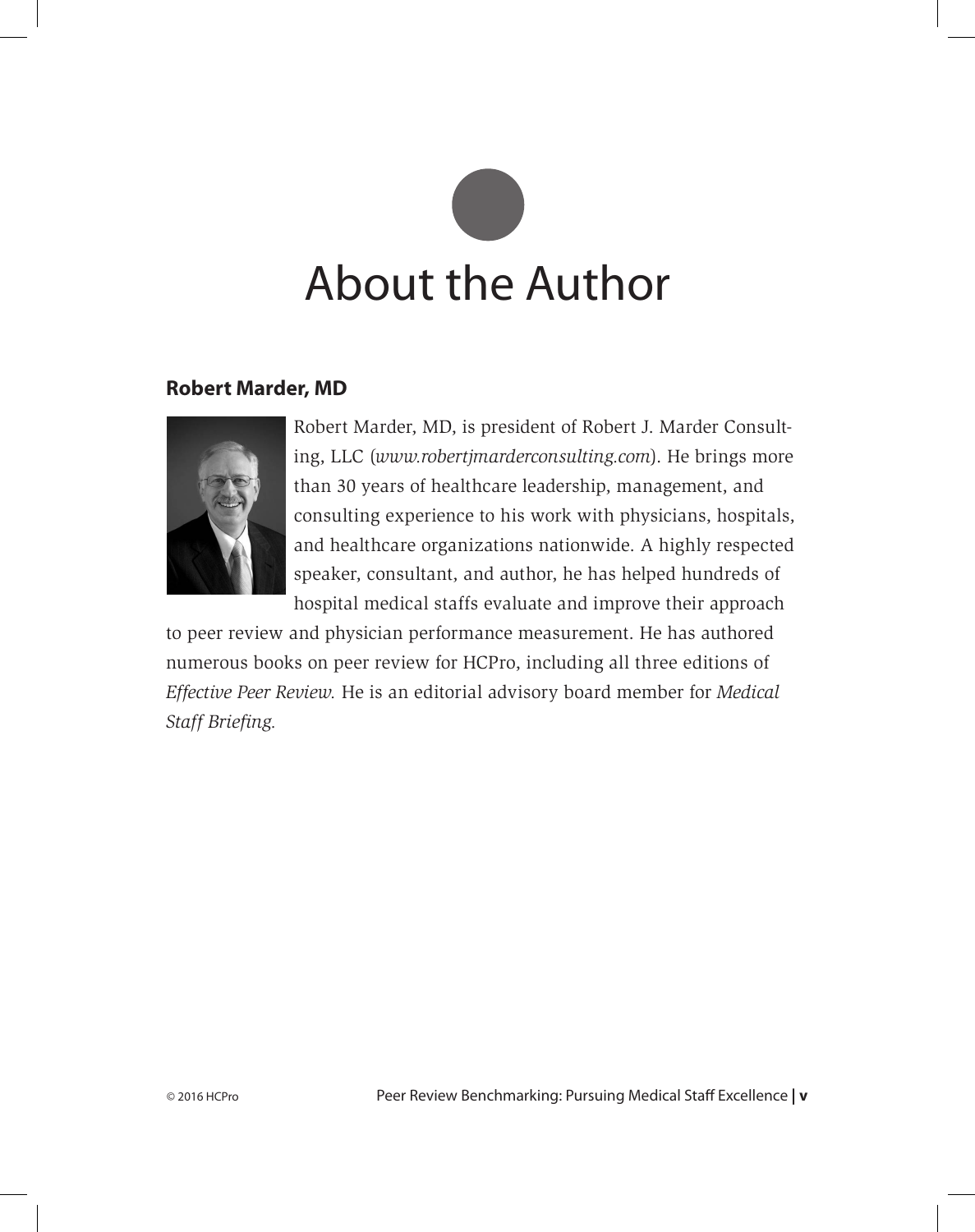# About the Author

## Robert Marder, MD

Robert Marder, MD, is president of Robert J. Marder Consulting, LLC (*www.robertjmarderconsulting.com*). He brings more than 30 years of healthcare leadership, management, and consulting experience to his work with physicians, hospitals, and healthcare organizations nationwide. A highly respected speaker, consultant, and author, he has helped hundreds of hospital medical staffs evaluate and improve their approach to peer review and physician performance measurement. He has authored numerous books on peer review for HCPro, including all three editions of *Effective Peer Review*. He is an editorial advisory board member for *Medical Staff Briefing*.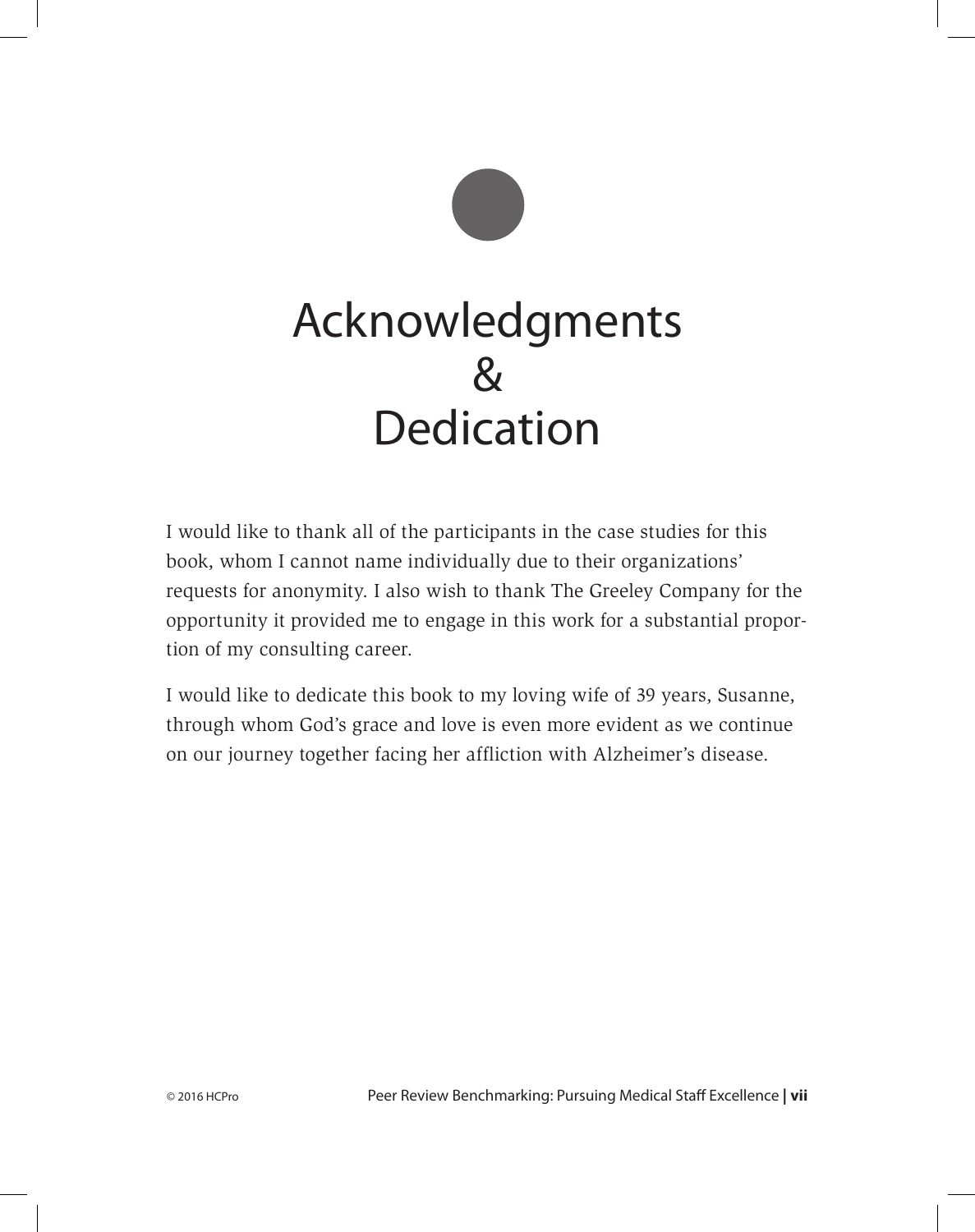# Acknowledgments & Dedication

I would like to thank all of the participants in the case studies for this book, whom I cannot name individually due to their organizations' requests for anonymity. I also wish to thank The Greeley Company for the opportunity it provided me to engage in this work for a substantial proportion of my consulting career.

I would like to dedicate this book to my loving wife of 39 years, Susanne, through whom God's grace and love is even more evident as we continue on our journey together facing her affliction with Alzheimer's disease.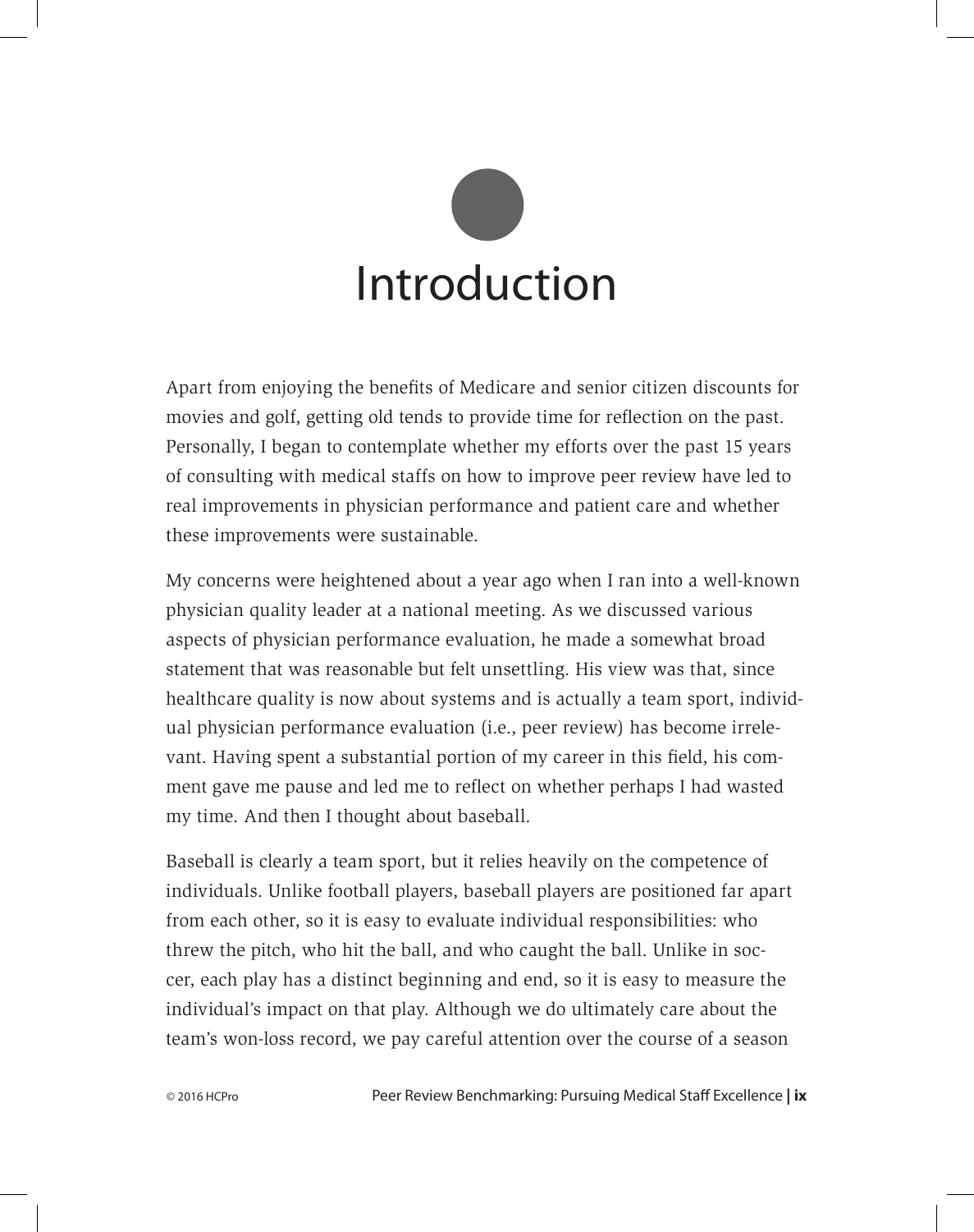# Introduction

Apart from enjoying the benefits of Medicare and senior citizen discounts for movies and golf, getting old tends to provide time for reflection on the past. Personally, I began to contemplate whether my efforts over the past 15 years of consulting with medical staffs on how to improve peer review have led to real improvements in physician performance and patient care and whether these improvements were sustainable.

My concerns were heightened about a year ago when I ran into a well-known physician quality leader at a national meeting. As we discussed various aspects of physician performance evaluation, he made a somewhat broad statement that was reasonable but felt unsettling. His view was that, since healthcare quality is now about systems and is actually a team sport, individual physician performance evaluation (i.e., peer review) has become irrelevant. Having spent a substantial portion of my career in this field, his comment gave me pause and led me to reflect on whether perhaps I had wasted my time. And then I thought about baseball.

Baseball is clearly a team sport, but it relies heavily on the competence of individuals. Unlike football players, baseball players are positioned far apart from each other, so it is easy to evaluate individual responsibilities: who threw the pitch, who hit the ball, and who caught the ball. Unlike in soccer, each play has a distinct beginning and end, so it is easy to measure the individual's impact on that play. Although we do ultimately care about the team's won-loss record, we pay careful attention over the course of a season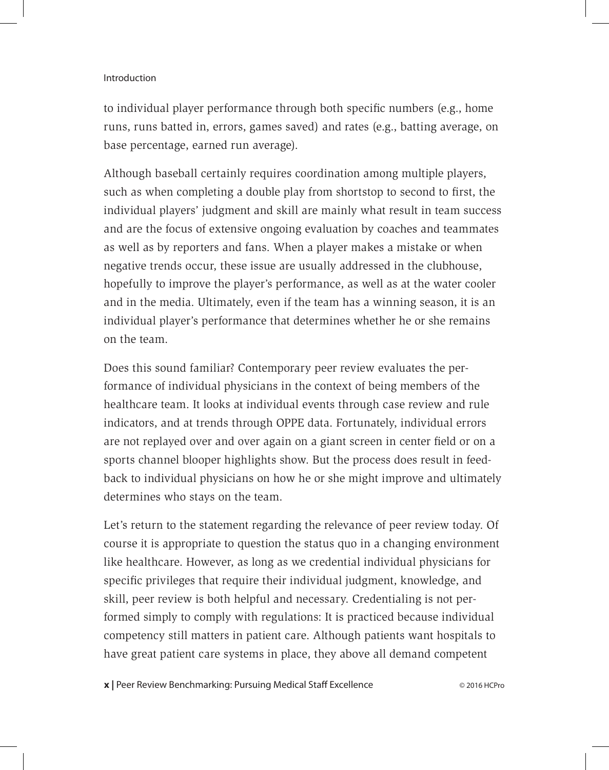to individual player performance through both specific numbers (e.g., home runs, runs batted in, errors, games saved) and rates (e.g., batting average, on base percentage, earned run average).

Although baseball certainly requires coordination among multiple players, such as when completing a double play from shortstop to second to first, the individual players' judgment and skill are mainly what result in team success and are the focus of extensive ongoing evaluation by coaches and teammates as well as by reporters and fans. When a player makes a mistake or when negative trends occur, these issue are usually addressed in the clubhouse, hopefully to improve the player's performance, as well as at the water cooler and in the media. Ultimately, even if the team has a winning season, it is an individual player's performance that determines whether he or she remains on the team.

Does this sound familiar? Contemporary peer review evaluates the performance of individual physicians in the context of being members of the healthcare team. It looks at individual events through case review and rule indicators, and at trends through OPPE data. Fortunately, individual errors are not replayed over and over again on a giant screen in center field or on a sports channel blooper highlights show. But the process does result in feedback to individual physicians on how he or she might improve and ultimately determines who stays on the team.

Let's return to the statement regarding the relevance of peer review today. Of course it is appropriate to question the status quo in a changing environment like healthcare. However, as long as we credential individual physicians for specific privileges that require their individual judgment, knowledge, and skill, peer review is both helpful and necessary. Credentialing is not performed simply to comply with regulations: It is practiced because individual competency still matters in patient care. Although patients want hospitals to have great patient care systems in place, they above all demand competent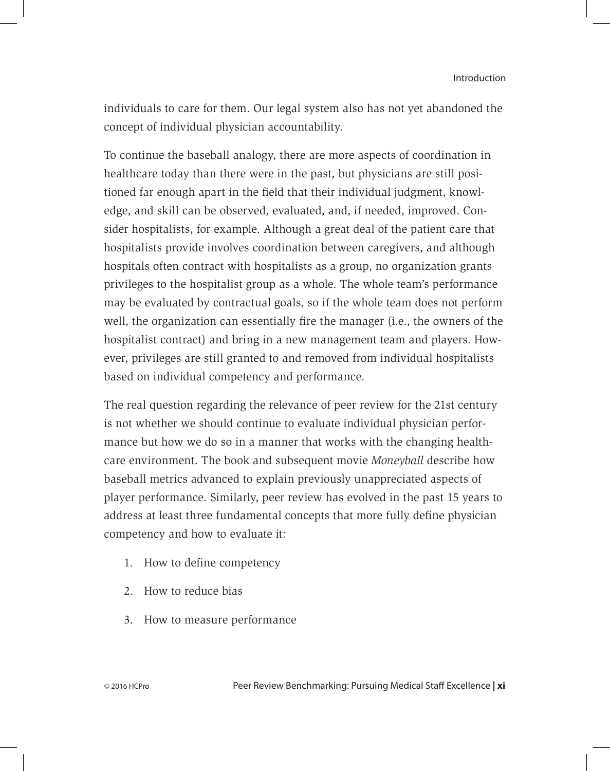individuals to care for them. Our legal system also has not yet abandoned the concept of individual physician accountability.

To continue the baseball analogy, there are more aspects of coordination in healthcare today than there were in the past, but physicians are still positioned far enough apart in the field that their individual judgment, knowledge, and skill can be observed, evaluated, and, if needed, improved. Consider hospitalists, for example. Although a great deal of the patient care that hospitalists provide involves coordination between caregivers, and although hospitals often contract with hospitalists as a group, no organization grants privileges to the hospitalist group as a whole. The whole team's performance may be evaluated by contractual goals, so if the whole team does not perform well, the organization can essentially fire the manager (i.e., the owners of the hospitalist contract) and bring in a new management team and players. However, privileges are still granted to and removed from individual hospitalists based on individual competency and performance.

The real question regarding the relevance of peer review for the 21st century is not whether we should continue to evaluate individual physician performance but how we do so in a manner that works with the changing healthcare environment. The book and subsequent movie *Moneyball* describe how baseball metrics advanced to explain previously unappreciated aspects of player performance. Similarly, peer review has evolved in the past 15 years to address at least three fundamental concepts that more fully define physician competency and how to evaluate it:

1. How to define competency
2. How to reduce bias
3. How to measure performance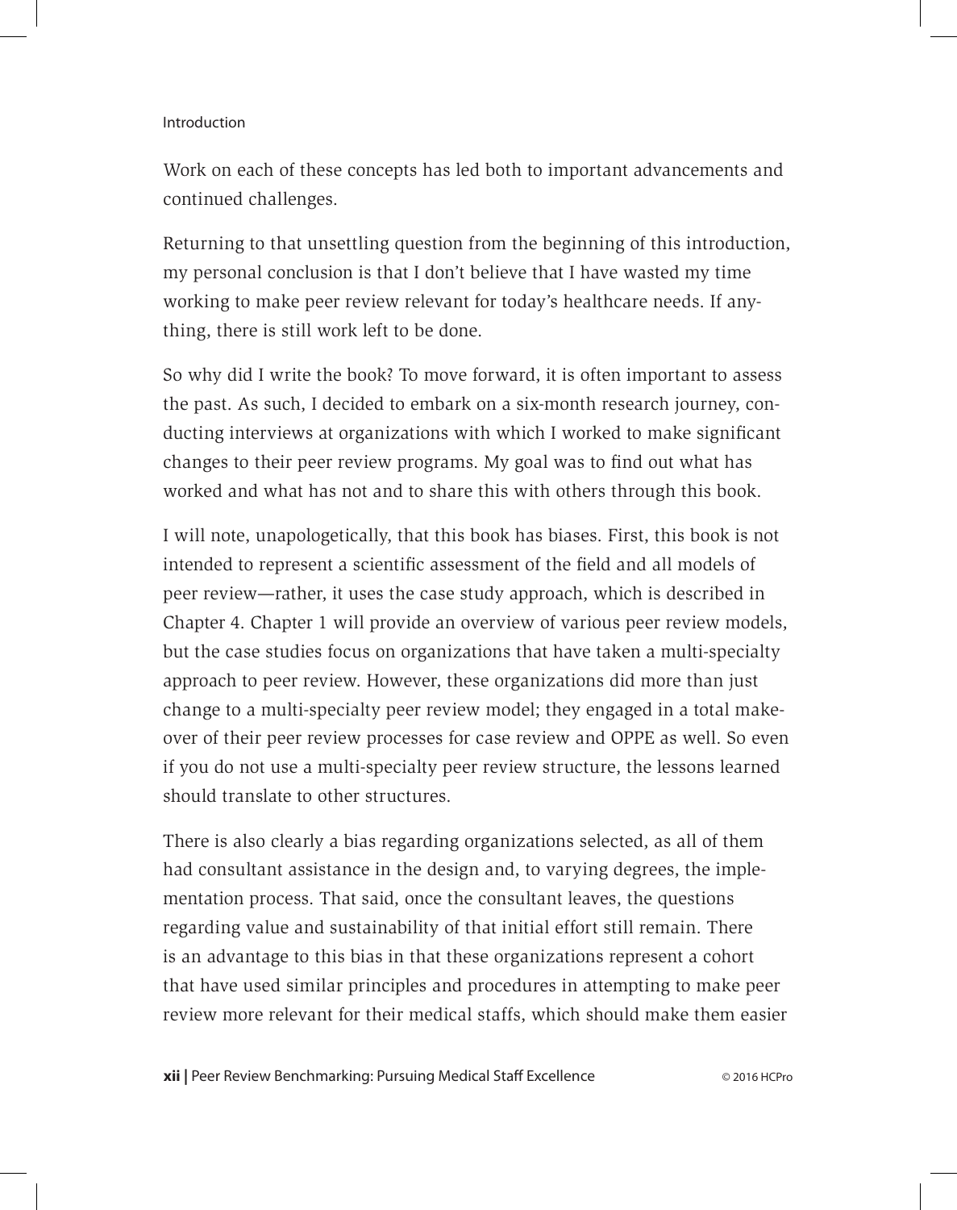Work on each of these concepts has led both to important advancements and continued challenges.

Returning to that unsettling question from the beginning of this introduction, my personal conclusion is that I don't believe that I have wasted my time working to make peer review relevant for today's healthcare needs. If anything, there is still work left to be done.

So why did I write the book? To move forward, it is often important to assess the past. As such, I decided to embark on a six-month research journey, conducting interviews at organizations with which I worked to make significant changes to their peer review programs. My goal was to find out what has worked and what has not and to share this with others through this book.

I will note, unapologetically, that this book has biases. First, this book is not intended to represent a scientific assessment of the field and all models of peer review—rather, it uses the case study approach, which is described in Chapter 4. Chapter 1 will provide an overview of various peer review models, but the case studies focus on organizations that have taken a multi-specialty approach to peer review. However, these organizations did more than just change to a multi-specialty peer review model; they engaged in a total makeover of their peer review processes for case review and OPPE as well. So even if you do not use a multi-specialty peer review structure, the lessons learned should translate to other structures.

There is also clearly a bias regarding organizations selected, as all of them had consultant assistance in the design and, to varying degrees, the implementation process. That said, once the consultant leaves, the questions regarding value and sustainability of that initial effort still remain. There is an advantage to this bias in that these organizations represent a cohort that have used similar principles and procedures in attempting to make peer review more relevant for their medical staffs, which should make them easier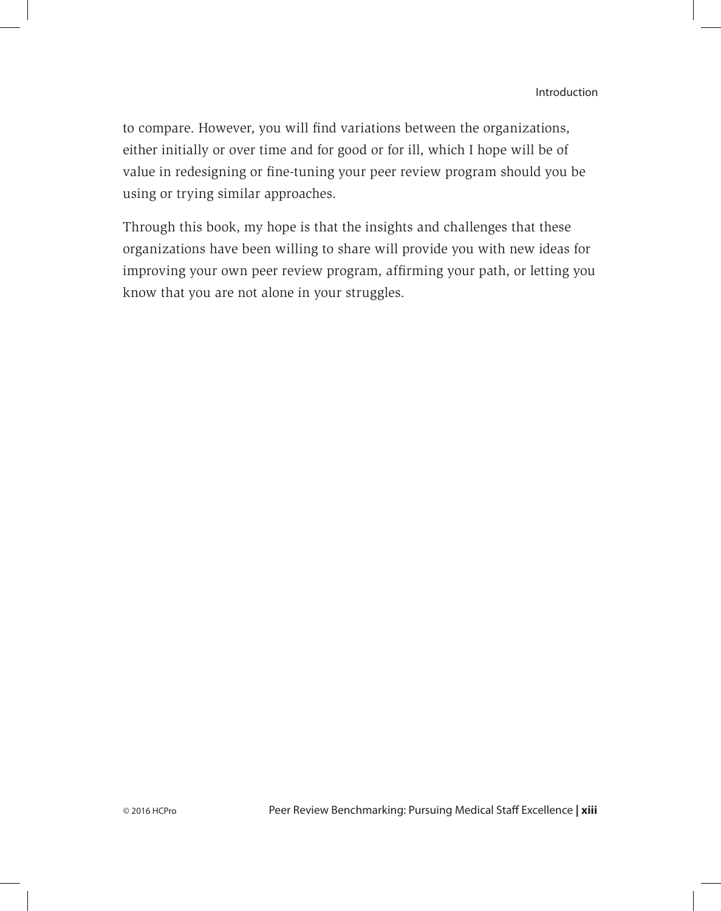to compare. However, you will find variations between the organizations, either initially or over time and for good or for ill, which I hope will be of value in redesigning or fine-tuning your peer review program should you be using or trying similar approaches.

Through this book, my hope is that the insights and challenges that these organizations have been willing to share will provide you with new ideas for improving your own peer review program, affirming your path, or letting you know that you are not alone in your struggles.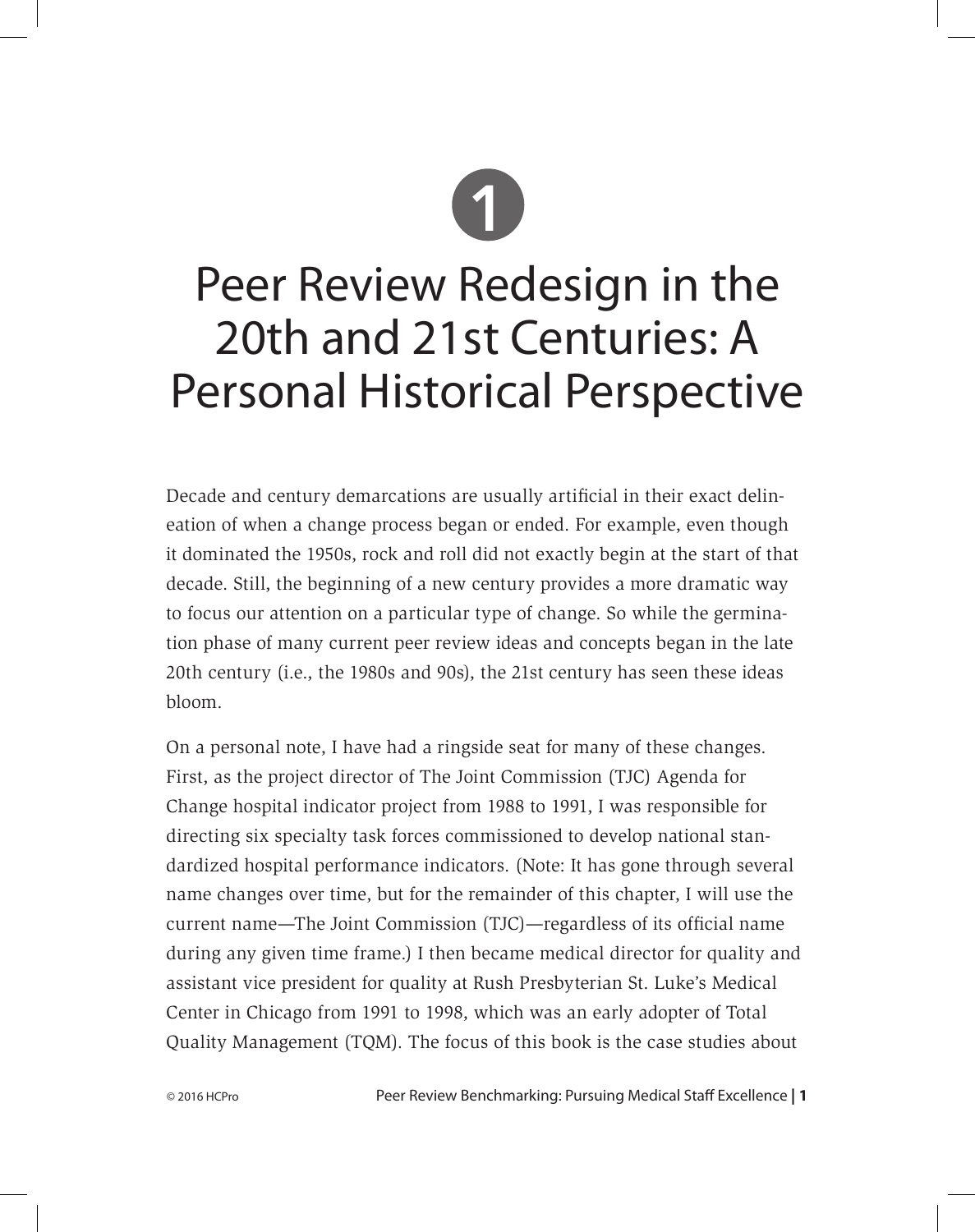# 1

# Peer Review Redesign in the 20th and 21st Centuries: A Personal Historical Perspective

Decade and century demarcations are usually artificial in their exact delineation of when a change process began or ended. For example, even though it dominated the 1950s, rock and roll did not exactly begin at the start of that decade. Still, the beginning of a new century provides a more dramatic way to focus our attention on a particular type of change. So while the germination phase of many current peer review ideas and concepts began in the late 20th century (i.e., the 1980s and 90s), the 21st century has seen these ideas bloom.

On a personal note, I have had a ringside seat for many of these changes. First, as the project director of The Joint Commission (TJC) Agenda for Change hospital indicator project from 1988 to 1991, I was responsible for directing six specialty task forces commissioned to develop national standardized hospital performance indicators. (Note: It has gone through several name changes over time, but for the remainder of this chapter, I will use the current name—The Joint Commission (TJC)—regardless of its official name during any given time frame.) I then became medical director for quality and assistant vice president for quality at Rush Presbyterian St. Luke's Medical Center in Chicago from 1991 to 1998, which was an early adopter of Total Quality Management (TQM). The focus of this book is the case studies about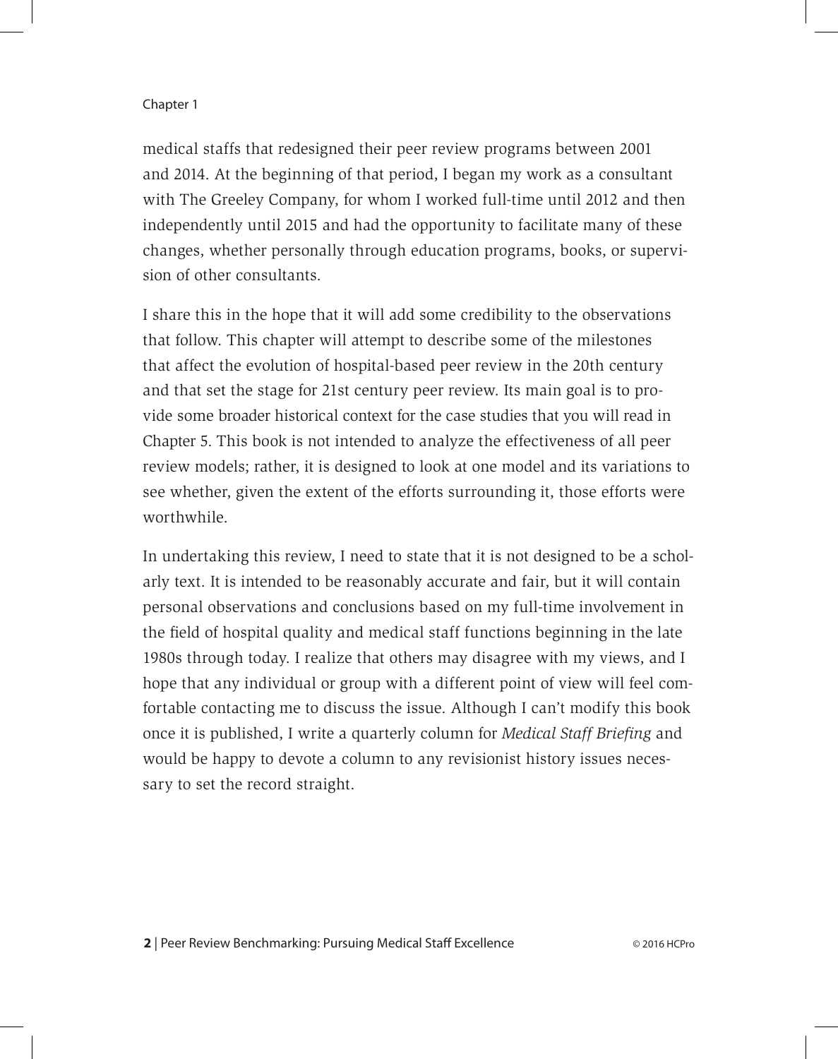medical staffs that redesigned their peer review programs between 2001 and 2014. At the beginning of that period, I began my work as a consultant with The Greeley Company, for whom I worked full-time until 2012 and then independently until 2015 and had the opportunity to facilitate many of these changes, whether personally through education programs, books, or supervision of other consultants.

I share this in the hope that it will add some credibility to the observations that follow. This chapter will attempt to describe some of the milestones that affect the evolution of hospital-based peer review in the 20th century and that set the stage for 21st century peer review. Its main goal is to provide some broader historical context for the case studies that you will read in Chapter 5. This book is not intended to analyze the effectiveness of all peer review models; rather, it is designed to look at one model and its variations to see whether, given the extent of the efforts surrounding it, those efforts were worthwhile.

In undertaking this review, I need to state that it is not designed to be a scholarly text. It is intended to be reasonably accurate and fair, but it will contain personal observations and conclusions based on my full-time involvement in the field of hospital quality and medical staff functions beginning in the late 1980s through today. I realize that others may disagree with my views, and I hope that any individual or group with a different point of view will feel comfortable contacting me to discuss the issue. Although I can't modify this book once it is published, I write a quarterly column for *Medical Staff Briefing* and would be happy to devote a column to any revisionist history issues necessary to set the record straight.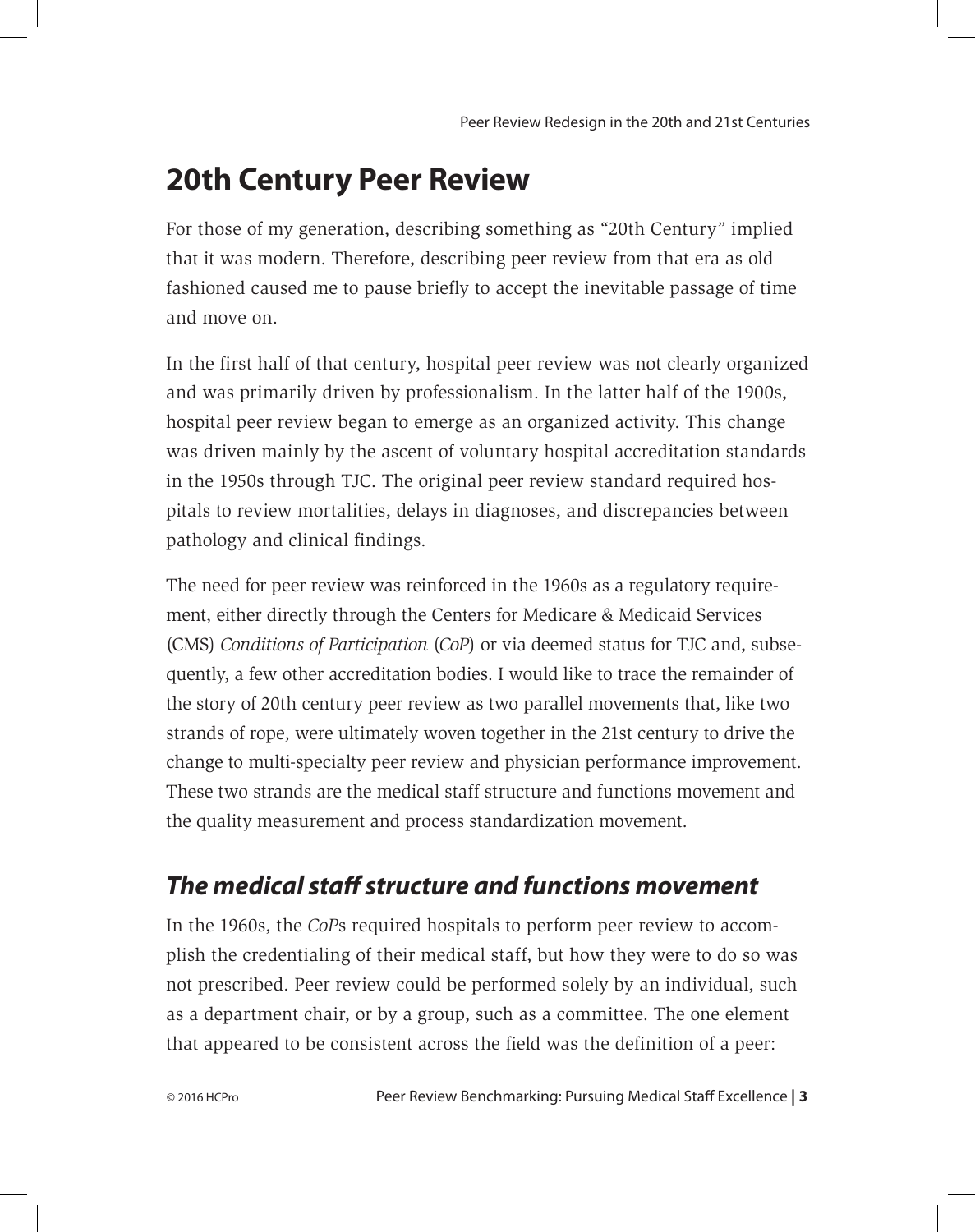# 20th Century Peer Review

For those of my generation, describing something as "20th Century" implied that it was modern. Therefore, describing peer review from that era as old fashioned caused me to pause briefly to accept the inevitable passage of time and move on.

In the first half of that century, hospital peer review was not clearly organized and was primarily driven by professionalism. In the latter half of the 1900s, hospital peer review began to emerge as an organized activity. This change was driven mainly by the ascent of voluntary hospital accreditation standards in the 1950s through TJC. The original peer review standard required hospitals to review mortalities, delays in diagnoses, and discrepancies between pathology and clinical findings.

The need for peer review was reinforced in the 1960s as a regulatory requirement, either directly through the Centers for Medicare & Medicaid Services (CMS) *Conditions of Participation* (*CoP*) or via deemed status for TJC and, subsequently, a few other accreditation bodies. I would like to trace the remainder of the story of 20th century peer review as two parallel movements that, like two strands of rope, were ultimately woven together in the 21st century to drive the change to multi-specialty peer review and physician performance improvement. These two strands are the medical staff structure and functions movement and the quality measurement and process standardization movement.

## *The medical staff structure and functions movement*

In the 1960s, the *CoP*s required hospitals to perform peer review to accomplish the credentialing of their medical staff, but how they were to do so was not prescribed. Peer review could be performed solely by an individual, such as a department chair, or by a group, such as a committee. The one element that appeared to be consistent across the field was the definition of a peer: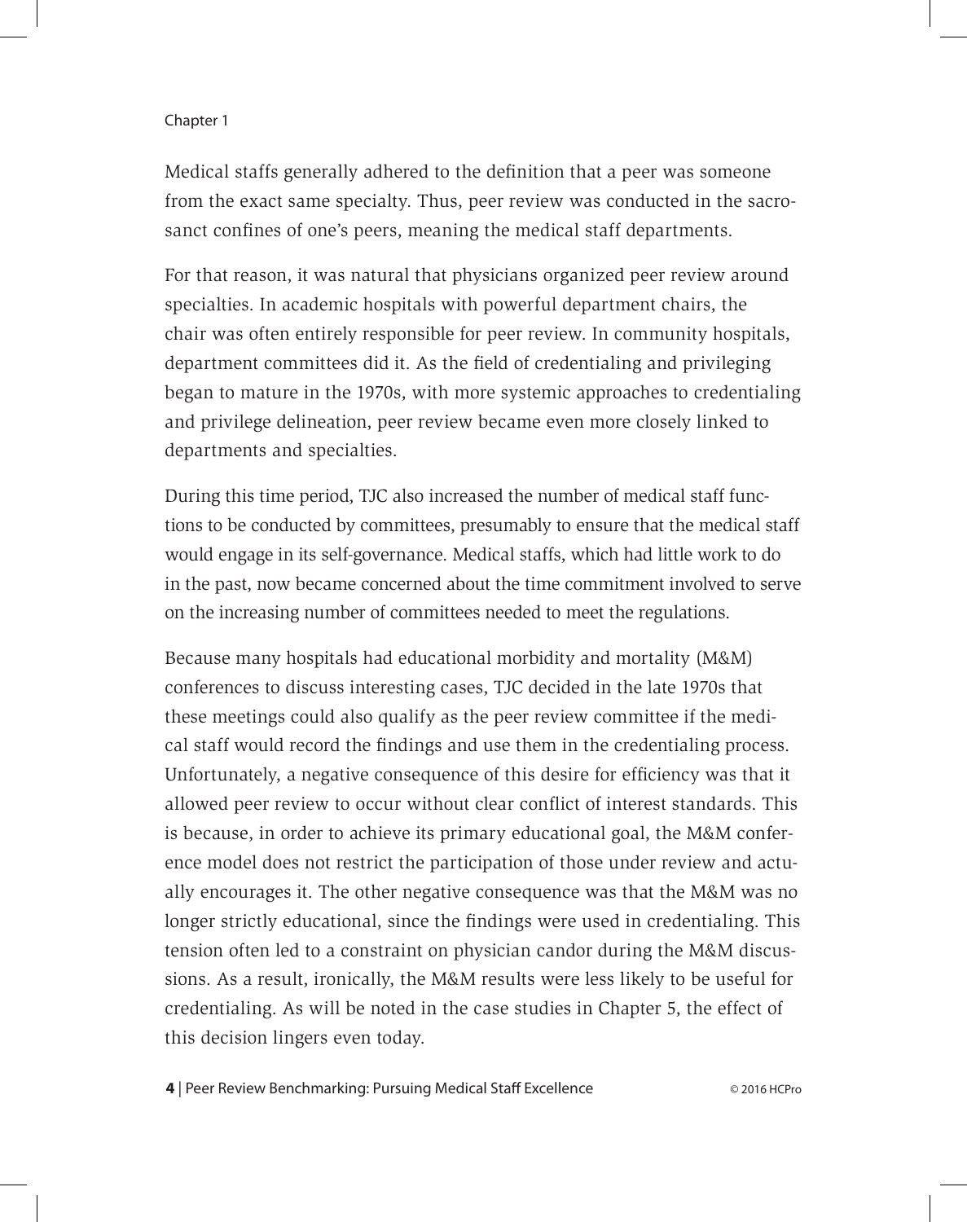Medical staffs generally adhered to the definition that a peer was someone from the exact same specialty. Thus, peer review was conducted in the sacrosanct confines of one's peers, meaning the medical staff departments.

For that reason, it was natural that physicians organized peer review around specialties. In academic hospitals with powerful department chairs, the chair was often entirely responsible for peer review. In community hospitals, department committees did it. As the field of credentialing and privileging began to mature in the 1970s, with more systemic approaches to credentialing and privilege delineation, peer review became even more closely linked to departments and specialties.

During this time period, TJC also increased the number of medical staff functions to be conducted by committees, presumably to ensure that the medical staff would engage in its self-governance. Medical staffs, which had little work to do in the past, now became concerned about the time commitment involved to serve on the increasing number of committees needed to meet the regulations.

Because many hospitals had educational morbidity and mortality (M&M) conferences to discuss interesting cases, TJC decided in the late 1970s that these meetings could also qualify as the peer review committee if the medical staff would record the findings and use them in the credentialing process. Unfortunately, a negative consequence of this desire for efficiency was that it allowed peer review to occur without clear conflict of interest standards. This is because, in order to achieve its primary educational goal, the M&M conference model does not restrict the participation of those under review and actually encourages it. The other negative consequence was that the M&M was no longer strictly educational, since the findings were used in credentialing. This tension often led to a constraint on physician candor during the M&M discussions. As a result, ironically, the M&M results were less likely to be useful for credentialing. As will be noted in the case studies in Chapter 5, the effect of this decision lingers even today.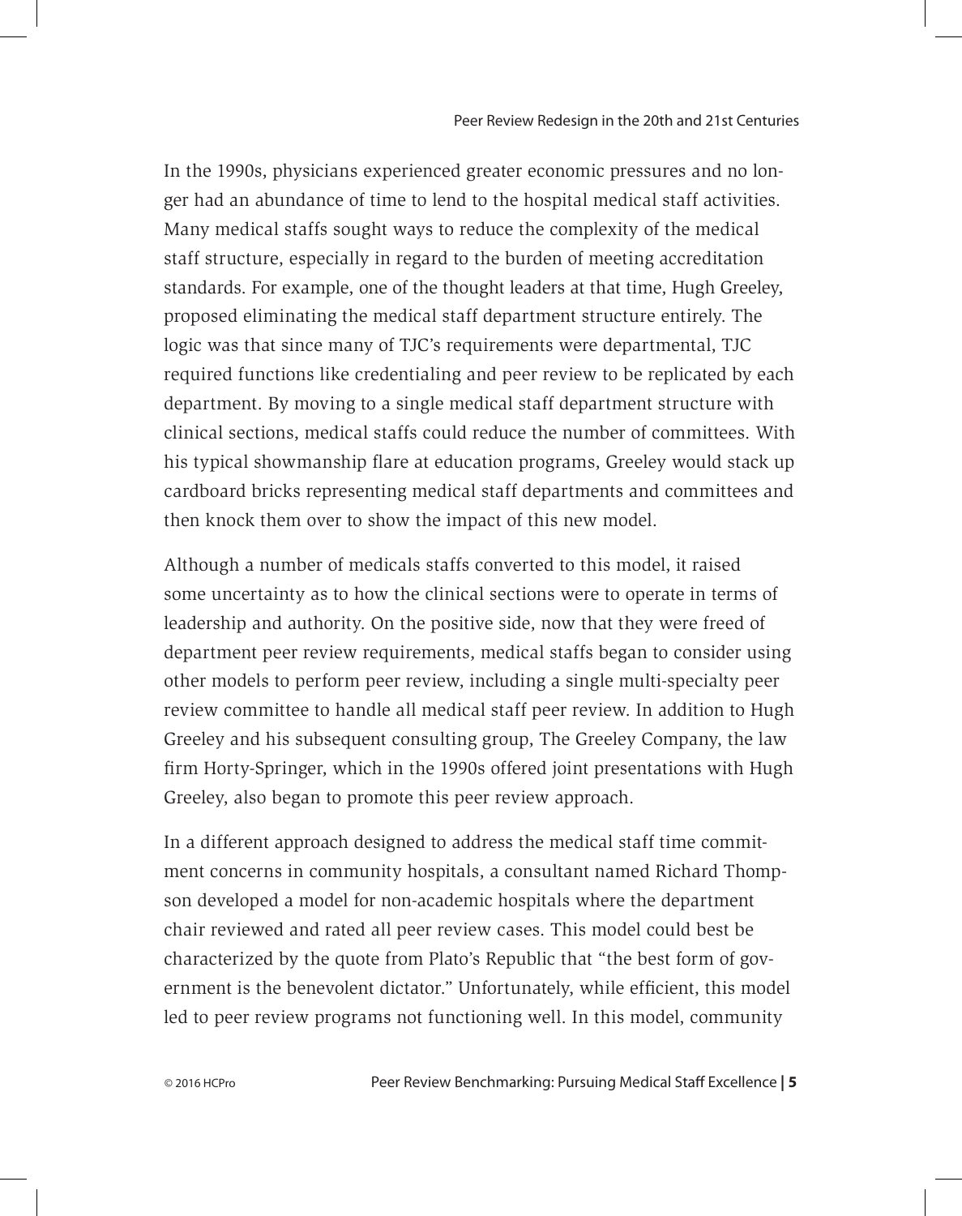In the 1990s, physicians experienced greater economic pressures and no longer had an abundance of time to lend to the hospital medical staff activities. Many medical staffs sought ways to reduce the complexity of the medical staff structure, especially in regard to the burden of meeting accreditation standards. For example, one of the thought leaders at that time, Hugh Greeley, proposed eliminating the medical staff department structure entirely. The logic was that since many of TJC's requirements were departmental, TJC required functions like credentialing and peer review to be replicated by each department. By moving to a single medical staff department structure with clinical sections, medical staffs could reduce the number of committees. With his typical showmanship flare at education programs, Greeley would stack up cardboard bricks representing medical staff departments and committees and then knock them over to show the impact of this new model.

Although a number of medicals staffs converted to this model, it raised some uncertainty as to how the clinical sections were to operate in terms of leadership and authority. On the positive side, now that they were freed of department peer review requirements, medical staffs began to consider using other models to perform peer review, including a single multi-specialty peer review committee to handle all medical staff peer review. In addition to Hugh Greeley and his subsequent consulting group, The Greeley Company, the law firm Horty-Springer, which in the 1990s offered joint presentations with Hugh Greeley, also began to promote this peer review approach.

In a different approach designed to address the medical staff time commitment concerns in community hospitals, a consultant named Richard Thompson developed a model for non-academic hospitals where the department chair reviewed and rated all peer review cases. This model could best be characterized by the quote from Plato's Republic that "the best form of government is the benevolent dictator." Unfortunately, while efficient, this model led to peer review programs not functioning well. In this model, community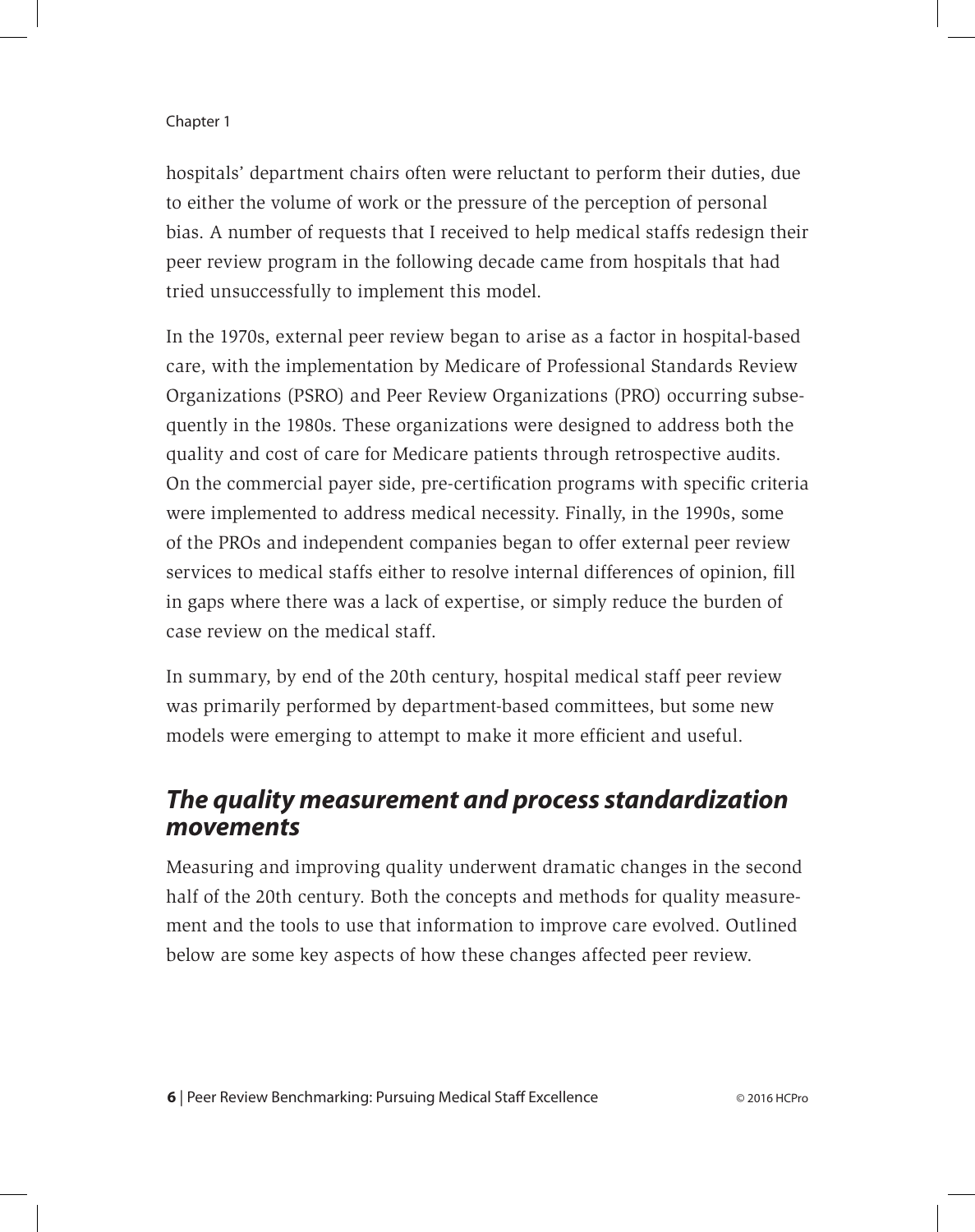hospitals' department chairs often were reluctant to perform their duties, due to either the volume of work or the pressure of the perception of personal bias. A number of requests that I received to help medical staffs redesign their peer review program in the following decade came from hospitals that had tried unsuccessfully to implement this model.

In the 1970s, external peer review began to arise as a factor in hospital-based care, with the implementation by Medicare of Professional Standards Review Organizations (PSRO) and Peer Review Organizations (PRO) occurring subsequently in the 1980s. These organizations were designed to address both the quality and cost of care for Medicare patients through retrospective audits. On the commercial payer side, pre-certification programs with specific criteria were implemented to address medical necessity. Finally, in the 1990s, some of the PROs and independent companies began to offer external peer review services to medical staffs either to resolve internal differences of opinion, fill in gaps where there was a lack of expertise, or simply reduce the burden of case review on the medical staff.

In summary, by end of the 20th century, hospital medical staff peer review was primarily performed by department-based committees, but some new models were emerging to attempt to make it more efficient and useful.

## *The quality measurement and process standardization movements*

Measuring and improving quality underwent dramatic changes in the second half of the 20th century. Both the concepts and methods for quality measurement and the tools to use that information to improve care evolved. Outlined below are some key aspects of how these changes affected peer review.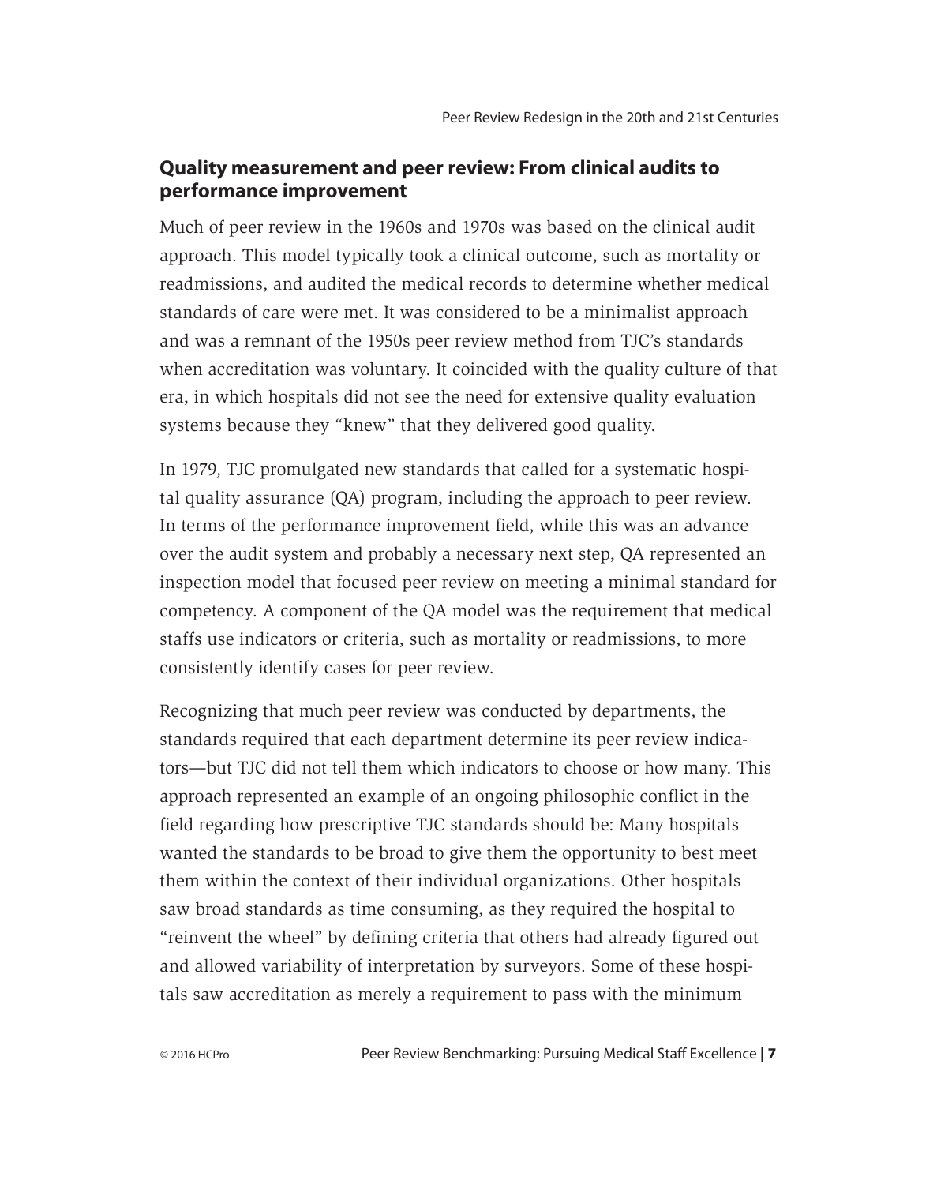## Quality measurement and peer review: From clinical audits to performance improvement

Much of peer review in the 1960s and 1970s was based on the clinical audit approach. This model typically took a clinical outcome, such as mortality or readmissions, and audited the medical records to determine whether medical standards of care were met. It was considered to be a minimalist approach and was a remnant of the 1950s peer review method from TJC's standards when accreditation was voluntary. It coincided with the quality culture of that era, in which hospitals did not see the need for extensive quality evaluation systems because they "knew" that they delivered good quality.

In 1979, TJC promulgated new standards that called for a systematic hospital quality assurance (QA) program, including the approach to peer review. In terms of the performance improvement field, while this was an advance over the audit system and probably a necessary next step, QA represented an inspection model that focused peer review on meeting a minimal standard for competency. A component of the QA model was the requirement that medical staffs use indicators or criteria, such as mortality or readmissions, to more consistently identify cases for peer review.

Recognizing that much peer review was conducted by departments, the standards required that each department determine its peer review indicators—but TJC did not tell them which indicators to choose or how many. This approach represented an example of an ongoing philosophic conflict in the field regarding how prescriptive TJC standards should be: Many hospitals wanted the standards to be broad to give them the opportunity to best meet them within the context of their individual organizations. Other hospitals saw broad standards as time consuming, as they required the hospital to "reinvent the wheel" by defining criteria that others had already figured out and allowed variability of interpretation by surveyors. Some of these hospitals saw accreditation as merely a requirement to pass with the minimum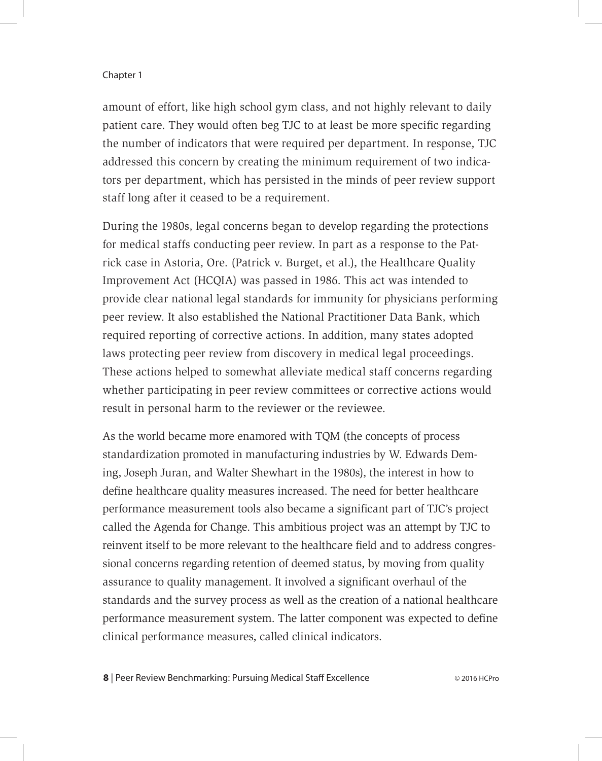amount of effort, like high school gym class, and not highly relevant to daily patient care. They would often beg TJC to at least be more specific regarding the number of indicators that were required per department. In response, TJC addressed this concern by creating the minimum requirement of two indicators per department, which has persisted in the minds of peer review support staff long after it ceased to be a requirement.

During the 1980s, legal concerns began to develop regarding the protections for medical staffs conducting peer review. In part as a response to the Patrick case in Astoria, Ore. (Patrick v. Burget, et al.), the Healthcare Quality Improvement Act (HCQIA) was passed in 1986. This act was intended to provide clear national legal standards for immunity for physicians performing peer review. It also established the National Practitioner Data Bank, which required reporting of corrective actions. In addition, many states adopted laws protecting peer review from discovery in medical legal proceedings. These actions helped to somewhat alleviate medical staff concerns regarding whether participating in peer review committees or corrective actions would result in personal harm to the reviewer or the reviewee.

As the world became more enamored with TQM (the concepts of process standardization promoted in manufacturing industries by W. Edwards Deming, Joseph Juran, and Walter Shewhart in the 1980s), the interest in how to define healthcare quality measures increased. The need for better healthcare performance measurement tools also became a significant part of TJC's project called the Agenda for Change. This ambitious project was an attempt by TJC to reinvent itself to be more relevant to the healthcare field and to address congressional concerns regarding retention of deemed status, by moving from quality assurance to quality management. It involved a significant overhaul of the standards and the survey process as well as the creation of a national healthcare performance measurement system. The latter component was expected to define clinical performance measures, called clinical indicators.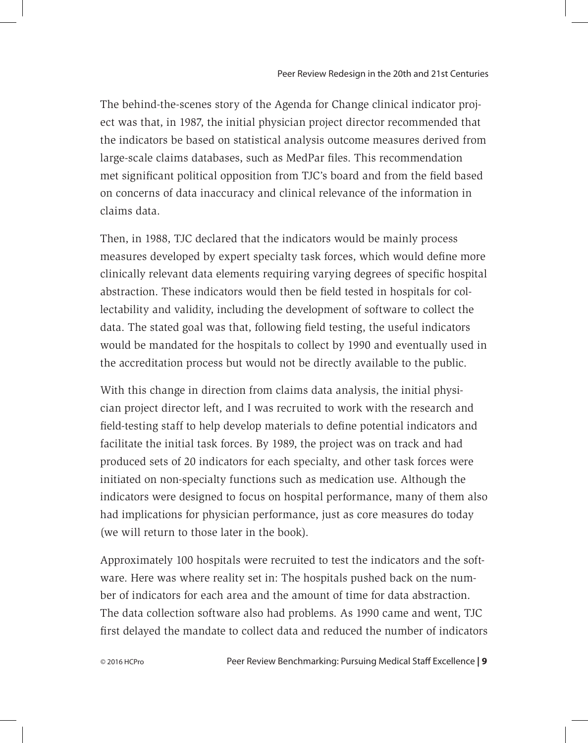The behind-the-scenes story of the Agenda for Change clinical indicator project was that, in 1987, the initial physician project director recommended that the indicators be based on statistical analysis outcome measures derived from large-scale claims databases, such as MedPar files. This recommendation met significant political opposition from TJC's board and from the field based on concerns of data inaccuracy and clinical relevance of the information in claims data.

Then, in 1988, TJC declared that the indicators would be mainly process measures developed by expert specialty task forces, which would define more clinically relevant data elements requiring varying degrees of specific hospital abstraction. These indicators would then be field tested in hospitals for collectability and validity, including the development of software to collect the data. The stated goal was that, following field testing, the useful indicators would be mandated for the hospitals to collect by 1990 and eventually used in the accreditation process but would not be directly available to the public.

With this change in direction from claims data analysis, the initial physician project director left, and I was recruited to work with the research and field-testing staff to help develop materials to define potential indicators and facilitate the initial task forces. By 1989, the project was on track and had produced sets of 20 indicators for each specialty, and other task forces were initiated on non-specialty functions such as medication use. Although the indicators were designed to focus on hospital performance, many of them also had implications for physician performance, just as core measures do today (we will return to those later in the book).

Approximately 100 hospitals were recruited to test the indicators and the software. Here was where reality set in: The hospitals pushed back on the number of indicators for each area and the amount of time for data abstraction. The data collection software also had problems. As 1990 came and went, TJC first delayed the mandate to collect data and reduced the number of indicators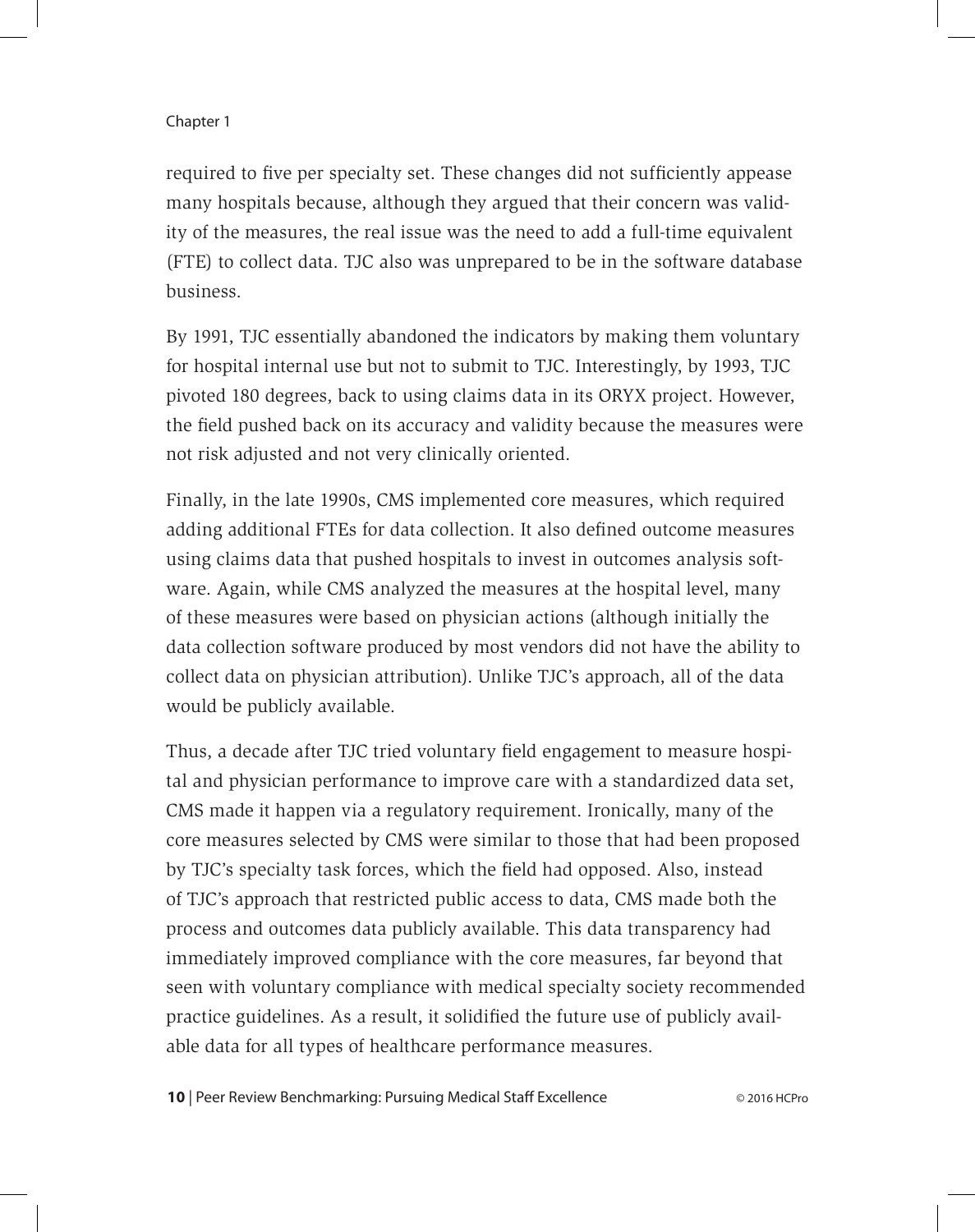required to five per specialty set. These changes did not sufficiently appease many hospitals because, although they argued that their concern was validity of the measures, the real issue was the need to add a full-time equivalent (FTE) to collect data. TJC also was unprepared to be in the software database business.

By 1991, TJC essentially abandoned the indicators by making them voluntary for hospital internal use but not to submit to TJC. Interestingly, by 1993, TJC pivoted 180 degrees, back to using claims data in its ORYX project. However, the field pushed back on its accuracy and validity because the measures were not risk adjusted and not very clinically oriented.

Finally, in the late 1990s, CMS implemented core measures, which required adding additional FTEs for data collection. It also defined outcome measures using claims data that pushed hospitals to invest in outcomes analysis software. Again, while CMS analyzed the measures at the hospital level, many of these measures were based on physician actions (although initially the data collection software produced by most vendors did not have the ability to collect data on physician attribution). Unlike TJC's approach, all of the data would be publicly available.

Thus, a decade after TJC tried voluntary field engagement to measure hospital and physician performance to improve care with a standardized data set, CMS made it happen via a regulatory requirement. Ironically, many of the core measures selected by CMS were similar to those that had been proposed by TJC's specialty task forces, which the field had opposed. Also, instead of TJC's approach that restricted public access to data, CMS made both the process and outcomes data publicly available. This data transparency had immediately improved compliance with the core measures, far beyond that seen with voluntary compliance with medical specialty society recommended practice guidelines. As a result, it solidified the future use of publicly available data for all types of healthcare performance measures.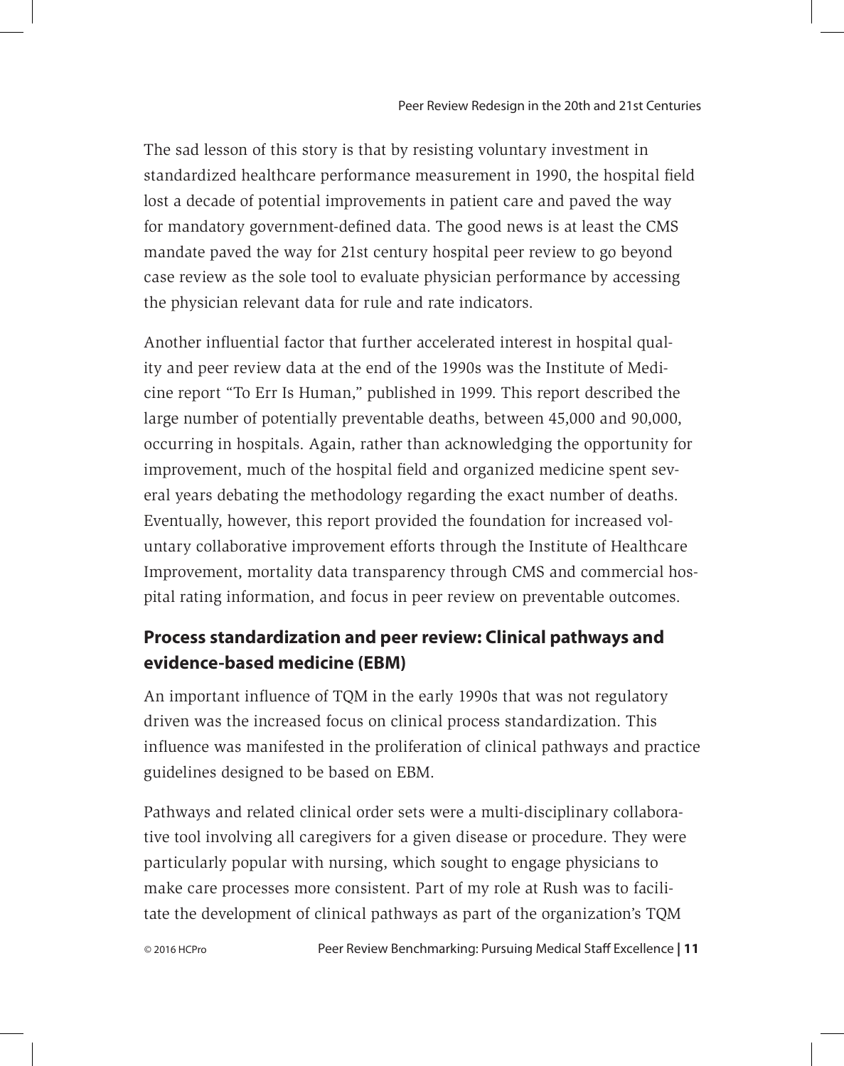The sad lesson of this story is that by resisting voluntary investment in standardized healthcare performance measurement in 1990, the hospital field lost a decade of potential improvements in patient care and paved the way for mandatory government-defined data. The good news is at least the CMS mandate paved the way for 21st century hospital peer review to go beyond case review as the sole tool to evaluate physician performance by accessing the physician relevant data for rule and rate indicators.

Another influential factor that further accelerated interest in hospital quality and peer review data at the end of the 1990s was the Institute of Medicine report "To Err Is Human," published in 1999. This report described the large number of potentially preventable deaths, between 45,000 and 90,000, occurring in hospitals. Again, rather than acknowledging the opportunity for improvement, much of the hospital field and organized medicine spent several years debating the methodology regarding the exact number of deaths. Eventually, however, this report provided the foundation for increased voluntary collaborative improvement efforts through the Institute of Healthcare Improvement, mortality data transparency through CMS and commercial hospital rating information, and focus in peer review on preventable outcomes.

## Process standardization and peer review: Clinical pathways and evidence-based medicine (EBM)

An important influence of TQM in the early 1990s that was not regulatory driven was the increased focus on clinical process standardization. This influence was manifested in the proliferation of clinical pathways and practice guidelines designed to be based on EBM.

Pathways and related clinical order sets were a multi-disciplinary collaborative tool involving all caregivers for a given disease or procedure. They were particularly popular with nursing, which sought to engage physicians to make care processes more consistent. Part of my role at Rush was to facilitate the development of clinical pathways as part of the organization's TQM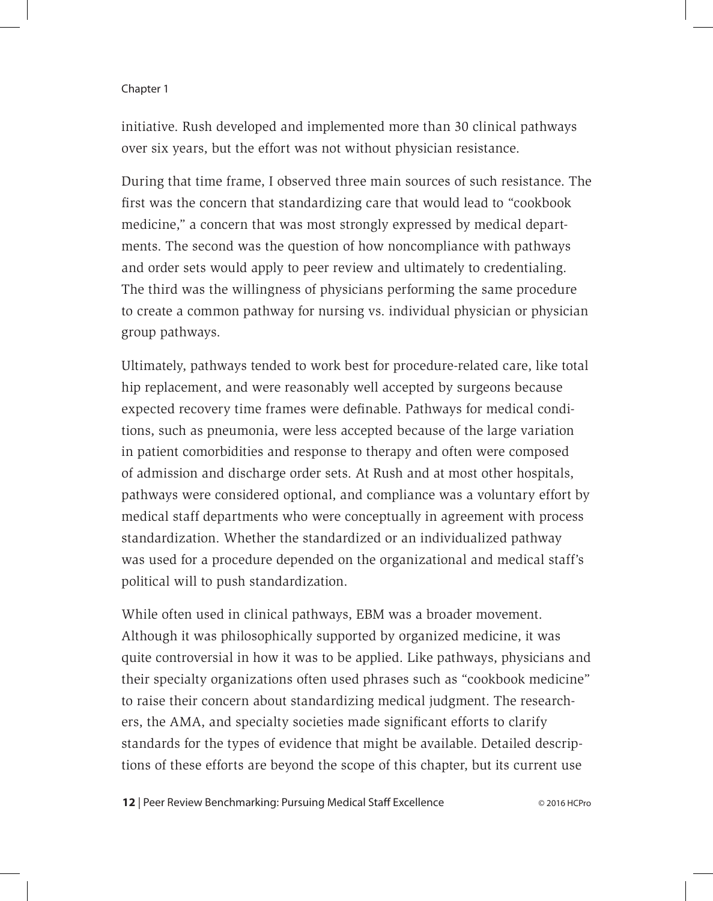initiative. Rush developed and implemented more than 30 clinical pathways over six years, but the effort was not without physician resistance.

During that time frame, I observed three main sources of such resistance. The first was the concern that standardizing care that would lead to "cookbook medicine," a concern that was most strongly expressed by medical departments. The second was the question of how noncompliance with pathways and order sets would apply to peer review and ultimately to credentialing. The third was the willingness of physicians performing the same procedure to create a common pathway for nursing vs. individual physician or physician group pathways.

Ultimately, pathways tended to work best for procedure-related care, like total hip replacement, and were reasonably well accepted by surgeons because expected recovery time frames were definable. Pathways for medical conditions, such as pneumonia, were less accepted because of the large variation in patient comorbidities and response to therapy and often were composed of admission and discharge order sets. At Rush and at most other hospitals, pathways were considered optional, and compliance was a voluntary effort by medical staff departments who were conceptually in agreement with process standardization. Whether the standardized or an individualized pathway was used for a procedure depended on the organizational and medical staff's political will to push standardization.

While often used in clinical pathways, EBM was a broader movement. Although it was philosophically supported by organized medicine, it was quite controversial in how it was to be applied. Like pathways, physicians and their specialty organizations often used phrases such as "cookbook medicine" to raise their concern about standardizing medical judgment. The researchers, the AMA, and specialty societies made significant efforts to clarify standards for the types of evidence that might be available. Detailed descriptions of these efforts are beyond the scope of this chapter, but its current use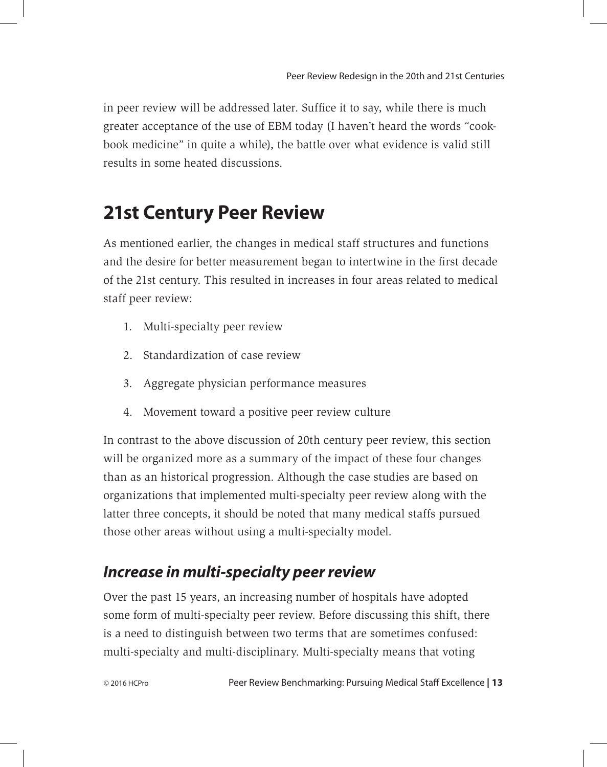in peer review will be addressed later. Suffice it to say, while there is much greater acceptance of the use of EBM today (I haven't heard the words "cookbook medicine" in quite a while), the battle over what evidence is valid still results in some heated discussions.

## 21st Century Peer Review

As mentioned earlier, the changes in medical staff structures and functions and the desire for better measurement began to intertwine in the first decade of the 21st century. This resulted in increases in four areas related to medical staff peer review:

1. Multi-specialty peer review
2. Standardization of case review
3. Aggregate physician performance measures
4. Movement toward a positive peer review culture

In contrast to the above discussion of 20th century peer review, this section will be organized more as a summary of the impact of these four changes than as an historical progression. Although the case studies are based on organizations that implemented multi-specialty peer review along with the latter three concepts, it should be noted that many medical staffs pursued those other areas without using a multi-specialty model.

### *Increase in multi-specialty peer review*

Over the past 15 years, an increasing number of hospitals have adopted some form of multi-specialty peer review. Before discussing this shift, there is a need to distinguish between two terms that are sometimes confused: multi-specialty and multi-disciplinary. Multi-specialty means that voting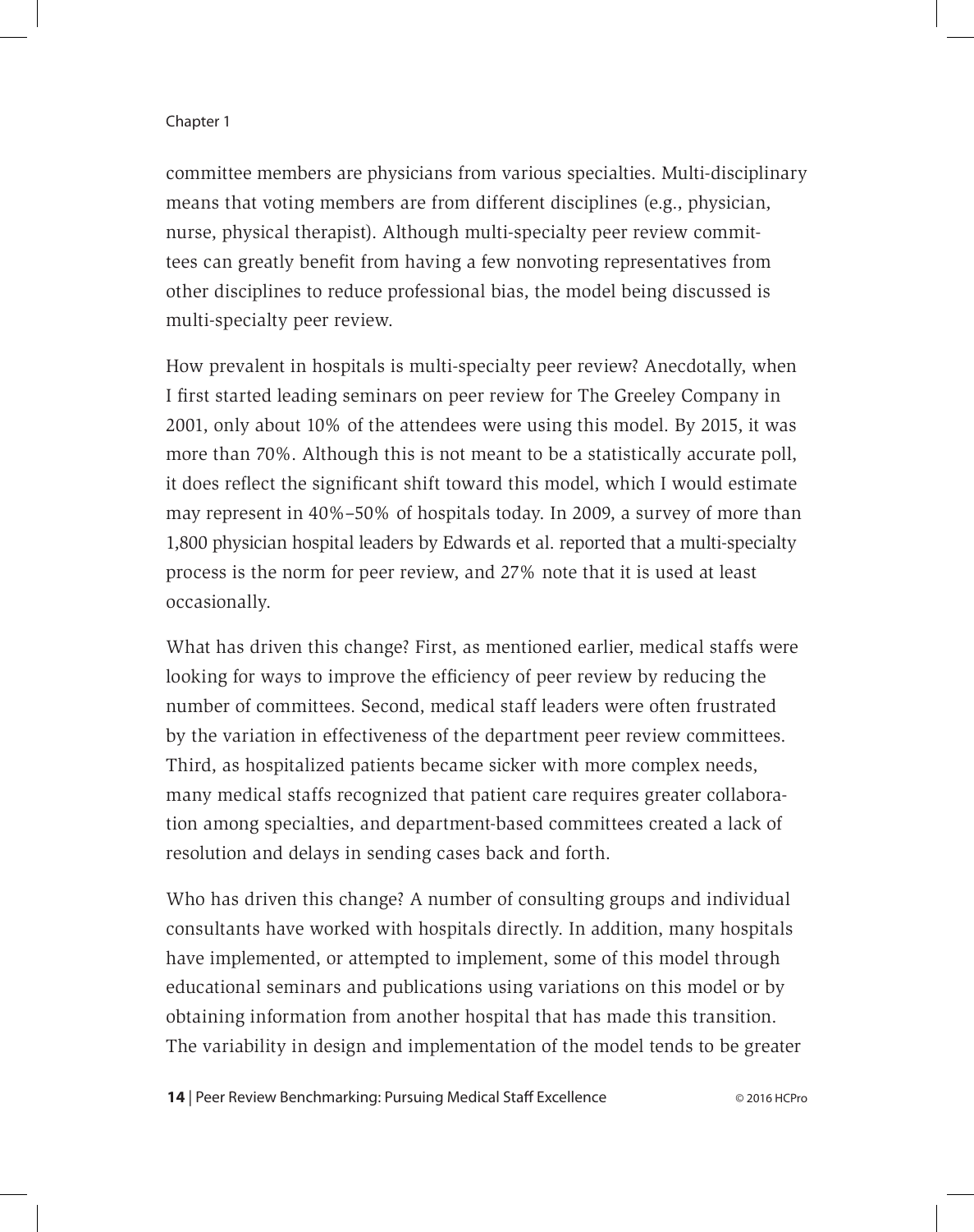committee members are physicians from various specialties. Multi-disciplinary means that voting members are from different disciplines (e.g., physician, nurse, physical therapist). Although multi-specialty peer review committees can greatly benefit from having a few nonvoting representatives from other disciplines to reduce professional bias, the model being discussed is multi-specialty peer review.

How prevalent in hospitals is multi-specialty peer review? Anecdotally, when I first started leading seminars on peer review for The Greeley Company in 2001, only about 10% of the attendees were using this model. By 2015, it was more than 70%. Although this is not meant to be a statistically accurate poll, it does reflect the significant shift toward this model, which I would estimate may represent in 40%–50% of hospitals today. In 2009, a survey of more than 1,800 physician hospital leaders by Edwards et al. reported that a multi-specialty process is the norm for peer review, and 27% note that it is used at least occasionally.

What has driven this change? First, as mentioned earlier, medical staffs were looking for ways to improve the efficiency of peer review by reducing the number of committees. Second, medical staff leaders were often frustrated by the variation in effectiveness of the department peer review committees. Third, as hospitalized patients became sicker with more complex needs, many medical staffs recognized that patient care requires greater collaboration among specialties, and department-based committees created a lack of resolution and delays in sending cases back and forth.

Who has driven this change? A number of consulting groups and individual consultants have worked with hospitals directly. In addition, many hospitals have implemented, or attempted to implement, some of this model through educational seminars and publications using variations on this model or by obtaining information from another hospital that has made this transition. The variability in design and implementation of the model tends to be greater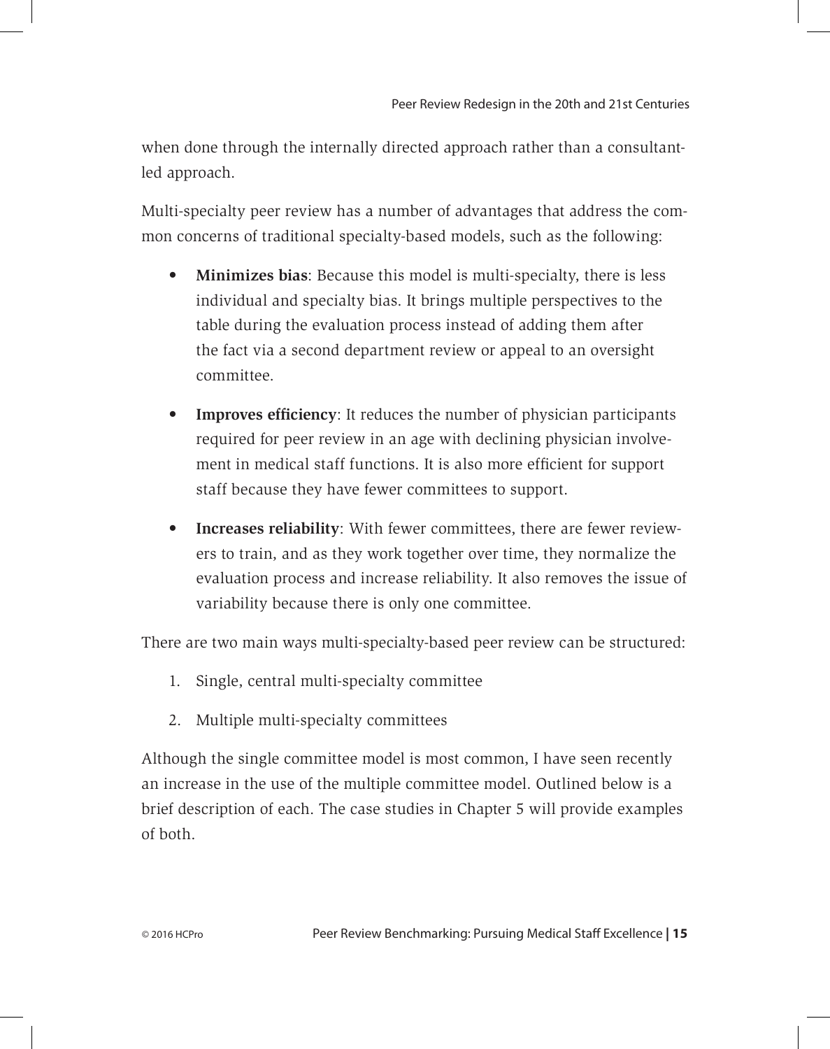when done through the internally directed approach rather than a consultant-led approach.

Multi-specialty peer review has a number of advantages that address the common concerns of traditional specialty-based models, such as the following:

- **Minimizes bias**: Because this model is multi-specialty, there is less individual and specialty bias. It brings multiple perspectives to the table during the evaluation process instead of adding them after the fact via a second department review or appeal to an oversight committee.
- **Improves efficiency**: It reduces the number of physician participants required for peer review in an age with declining physician involvement in medical staff functions. It is also more efficient for support staff because they have fewer committees to support.
- **Increases reliability**: With fewer committees, there are fewer reviewers to train, and as they work together over time, they normalize the evaluation process and increase reliability. It also removes the issue of variability because there is only one committee.

There are two main ways multi-specialty-based peer review can be structured:

1. Single, central multi-specialty committee
2. Multiple multi-specialty committees

Although the single committee model is most common, I have seen recently an increase in the use of the multiple committee model. Outlined below is a brief description of each. The case studies in Chapter 5 will provide examples of both.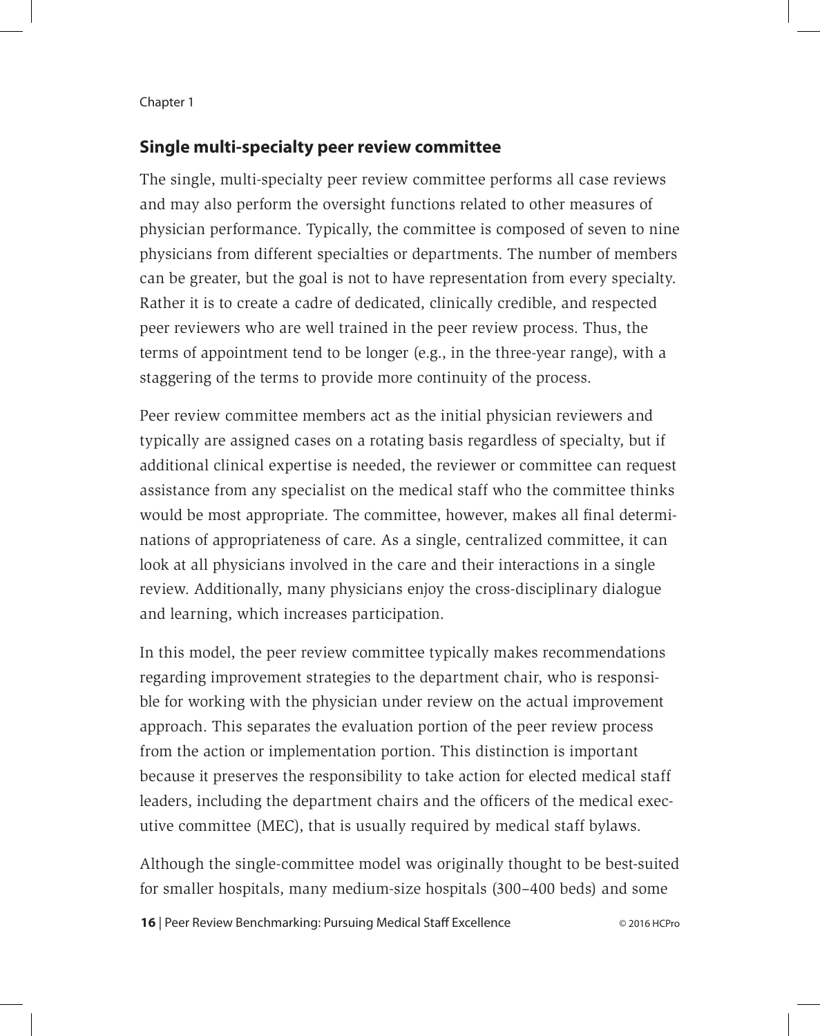## Single multi-specialty peer review committee

The single, multi-specialty peer review committee performs all case reviews and may also perform the oversight functions related to other measures of physician performance. Typically, the committee is composed of seven to nine physicians from different specialties or departments. The number of members can be greater, but the goal is not to have representation from every specialty. Rather it is to create a cadre of dedicated, clinically credible, and respected peer reviewers who are well trained in the peer review process. Thus, the terms of appointment tend to be longer (e.g., in the three-year range), with a staggering of the terms to provide more continuity of the process.

Peer review committee members act as the initial physician reviewers and typically are assigned cases on a rotating basis regardless of specialty, but if additional clinical expertise is needed, the reviewer or committee can request assistance from any specialist on the medical staff who the committee thinks would be most appropriate. The committee, however, makes all final determinations of appropriateness of care. As a single, centralized committee, it can look at all physicians involved in the care and their interactions in a single review. Additionally, many physicians enjoy the cross-disciplinary dialogue and learning, which increases participation.

In this model, the peer review committee typically makes recommendations regarding improvement strategies to the department chair, who is responsible for working with the physician under review on the actual improvement approach. This separates the evaluation portion of the peer review process from the action or implementation portion. This distinction is important because it preserves the responsibility to take action for elected medical staff leaders, including the department chairs and the officers of the medical executive committee (MEC), that is usually required by medical staff bylaws.

Although the single-committee model was originally thought to be best-suited for smaller hospitals, many medium-size hospitals (300–400 beds) and some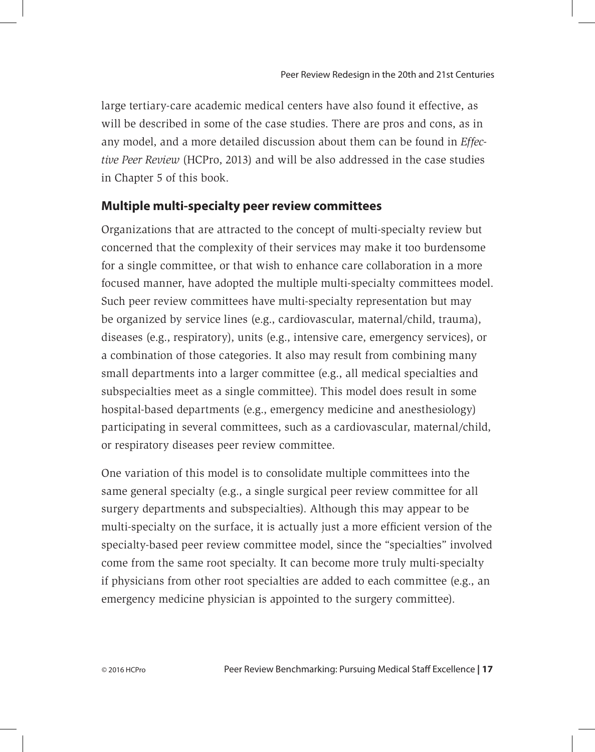large tertiary-care academic medical centers have also found it effective, as will be described in some of the case studies. There are pros and cons, as in any model, and a more detailed discussion about them can be found in *Effective Peer Review* (HCPro, 2013) and will be also addressed in the case studies in Chapter 5 of this book.

### Multiple multi-specialty peer review committees

Organizations that are attracted to the concept of multi-specialty review but concerned that the complexity of their services may make it too burdensome for a single committee, or that wish to enhance care collaboration in a more focused manner, have adopted the multiple multi-specialty committees model. Such peer review committees have multi-specialty representation but may be organized by service lines (e.g., cardiovascular, maternal/child, trauma), diseases (e.g., respiratory), units (e.g., intensive care, emergency services), or a combination of those categories. It also may result from combining many small departments into a larger committee (e.g., all medical specialties and subspecialties meet as a single committee). This model does result in some hospital-based departments (e.g., emergency medicine and anesthesiology) participating in several committees, such as a cardiovascular, maternal/child, or respiratory diseases peer review committee.

One variation of this model is to consolidate multiple committees into the same general specialty (e.g., a single surgical peer review committee for all surgery departments and subspecialties). Although this may appear to be multi-specialty on the surface, it is actually just a more efficient version of the specialty-based peer review committee model, since the "specialties" involved come from the same root specialty. It can become more truly multi-specialty if physicians from other root specialties are added to each committee (e.g., an emergency medicine physician is appointed to the surgery committee).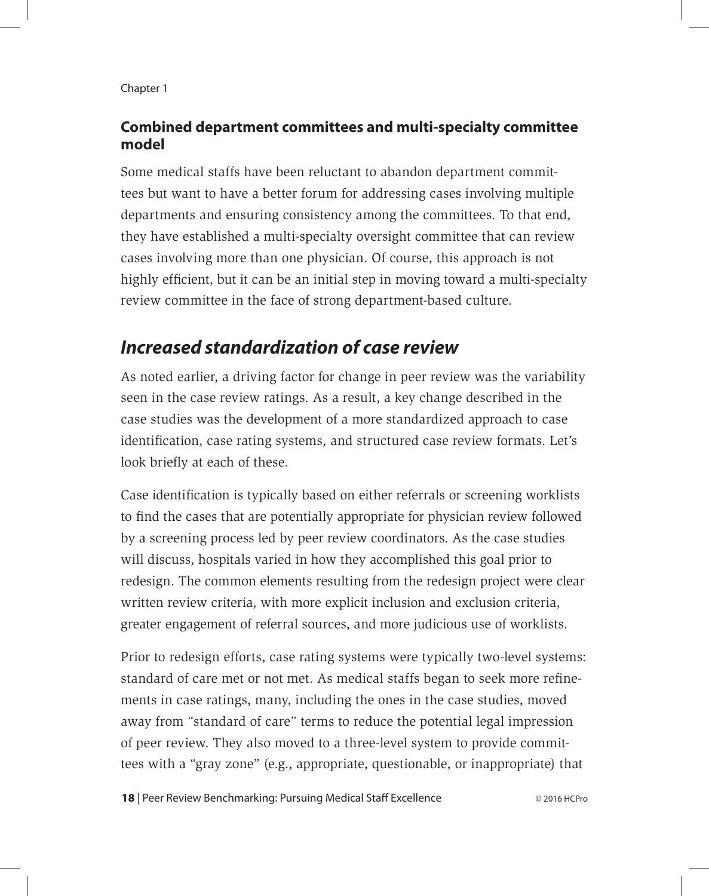### Combined department committees and multi-specialty committee model

Some medical staffs have been reluctant to abandon department committees but want to have a better forum for addressing cases involving multiple departments and ensuring consistency among the committees. To that end, they have established a multi-specialty oversight committee that can review cases involving more than one physician. Of course, this approach is not highly efficient, but it can be an initial step in moving toward a multi-specialty review committee in the face of strong department-based culture.

## *Increased standardization of case review*

As noted earlier, a driving factor for change in peer review was the variability seen in the case review ratings. As a result, a key change described in the case studies was the development of a more standardized approach to case identification, case rating systems, and structured case review formats. Let's look briefly at each of these.

Case identification is typically based on either referrals or screening worklists to find the cases that are potentially appropriate for physician review followed by a screening process led by peer review coordinators. As the case studies will discuss, hospitals varied in how they accomplished this goal prior to redesign. The common elements resulting from the redesign project were clear written review criteria, with more explicit inclusion and exclusion criteria, greater engagement of referral sources, and more judicious use of worklists.

Prior to redesign efforts, case rating systems were typically two-level systems: standard of care met or not met. As medical staffs began to seek more refinements in case ratings, many, including the ones in the case studies, moved away from "standard of care" terms to reduce the potential legal impression of peer review. They also moved to a three-level system to provide committees with a "gray zone" (e.g., appropriate, questionable, or inappropriate) that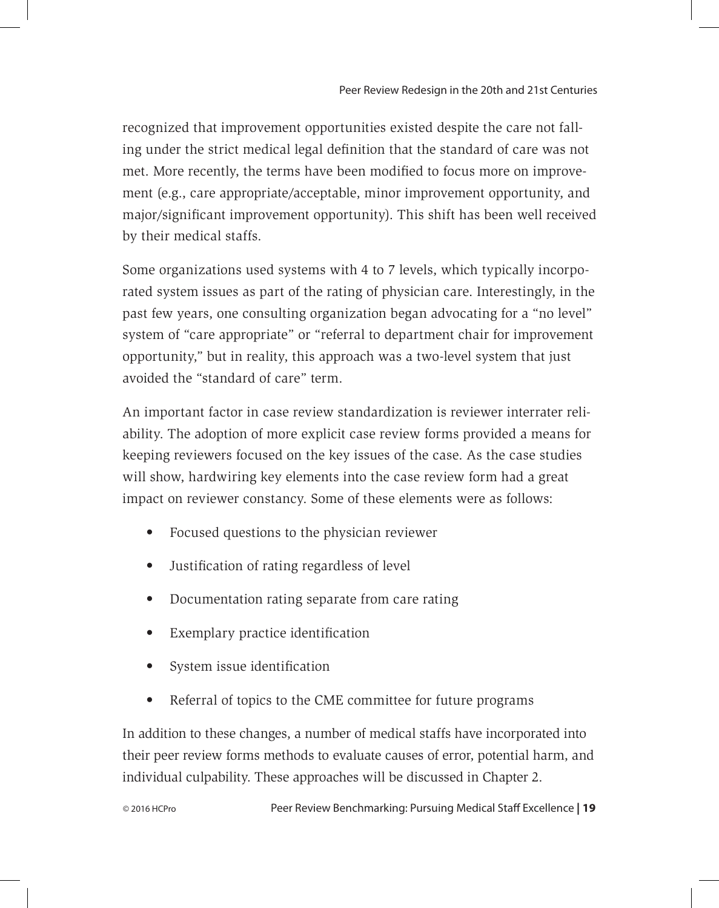recognized that improvement opportunities existed despite the care not falling under the strict medical legal definition that the standard of care was not met. More recently, the terms have been modified to focus more on improvement (e.g., care appropriate/acceptable, minor improvement opportunity, and major/significant improvement opportunity). This shift has been well received by their medical staffs.

Some organizations used systems with 4 to 7 levels, which typically incorporated system issues as part of the rating of physician care. Interestingly, in the past few years, one consulting organization began advocating for a "no level" system of "care appropriate" or "referral to department chair for improvement opportunity," but in reality, this approach was a two-level system that just avoided the "standard of care" term.

An important factor in case review standardization is reviewer interrater reliability. The adoption of more explicit case review forms provided a means for keeping reviewers focused on the key issues of the case. As the case studies will show, hardwiring key elements into the case review form had a great impact on reviewer constancy. Some of these elements were as follows:

- Focused questions to the physician reviewer
- Justification of rating regardless of level
- Documentation rating separate from care rating
- Exemplary practice identification
- System issue identification
- Referral of topics to the CME committee for future programs

In addition to these changes, a number of medical staffs have incorporated into their peer review forms methods to evaluate causes of error, potential harm, and individual culpability. These approaches will be discussed in Chapter 2.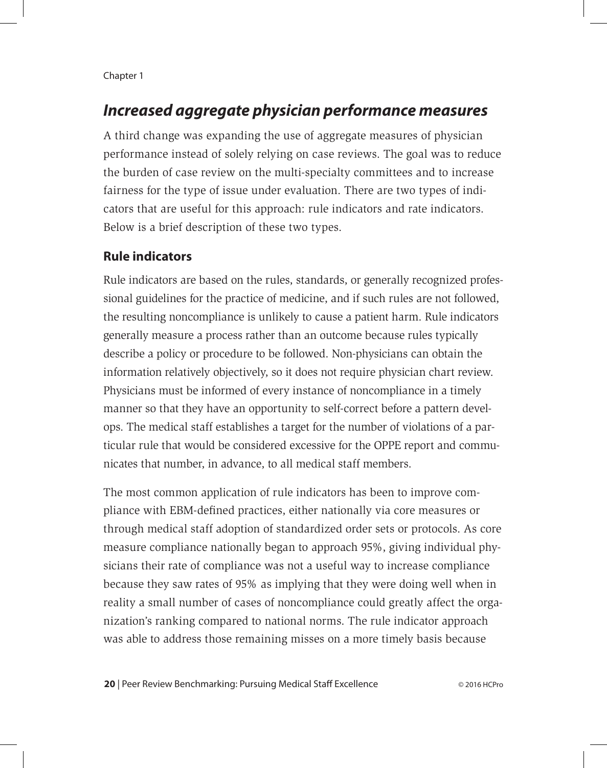## *Increased aggregate physician performance measures*

A third change was expanding the use of aggregate measures of physician performance instead of solely relying on case reviews. The goal was to reduce the burden of case review on the multi-specialty committees and to increase fairness for the type of issue under evaluation. There are two types of indicators that are useful for this approach: rule indicators and rate indicators. Below is a brief description of these two types.

### Rule indicators

Rule indicators are based on the rules, standards, or generally recognized professional guidelines for the practice of medicine, and if such rules are not followed, the resulting noncompliance is unlikely to cause a patient harm. Rule indicators generally measure a process rather than an outcome because rules typically describe a policy or procedure to be followed. Non-physicians can obtain the information relatively objectively, so it does not require physician chart review. Physicians must be informed of every instance of noncompliance in a timely manner so that they have an opportunity to self-correct before a pattern develops. The medical staff establishes a target for the number of violations of a particular rule that would be considered excessive for the OPPE report and communicates that number, in advance, to all medical staff members.

The most common application of rule indicators has been to improve compliance with EBM-defined practices, either nationally via core measures or through medical staff adoption of standardized order sets or protocols. As core measure compliance nationally began to approach 95%, giving individual physicians their rate of compliance was not a useful way to increase compliance because they saw rates of 95% as implying that they were doing well when in reality a small number of cases of noncompliance could greatly affect the organization's ranking compared to national norms. The rule indicator approach was able to address those remaining misses on a more timely basis because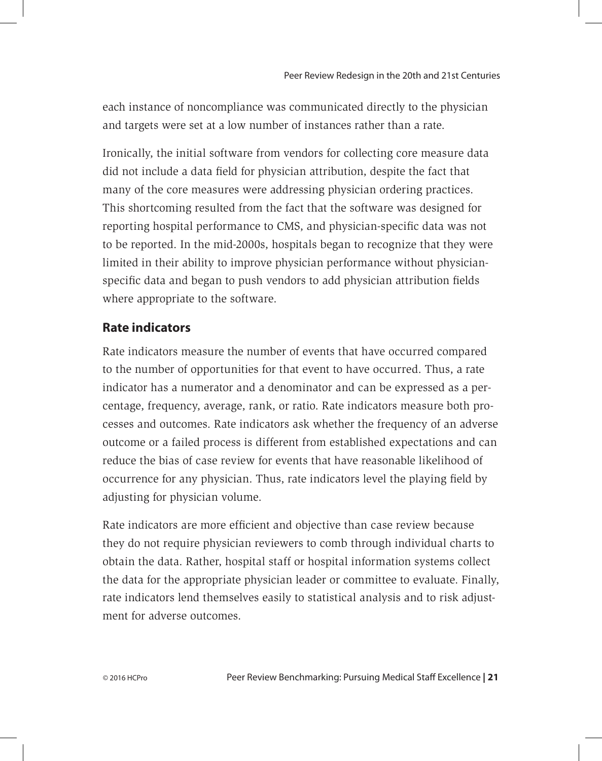each instance of noncompliance was communicated directly to the physician and targets were set at a low number of instances rather than a rate.

Ironically, the initial software from vendors for collecting core measure data did not include a data field for physician attribution, despite the fact that many of the core measures were addressing physician ordering practices. This shortcoming resulted from the fact that the software was designed for reporting hospital performance to CMS, and physician-specific data was not to be reported. In the mid-2000s, hospitals began to recognize that they were limited in their ability to improve physician performance without physician-specific data and began to push vendors to add physician attribution fields where appropriate to the software.

## Rate indicators

Rate indicators measure the number of events that have occurred compared to the number of opportunities for that event to have occurred. Thus, a rate indicator has a numerator and a denominator and can be expressed as a percentage, frequency, average, rank, or ratio. Rate indicators measure both processes and outcomes. Rate indicators ask whether the frequency of an adverse outcome or a failed process is different from established expectations and can reduce the bias of case review for events that have reasonable likelihood of occurrence for any physician. Thus, rate indicators level the playing field by adjusting for physician volume.

Rate indicators are more efficient and objective than case review because they do not require physician reviewers to comb through individual charts to obtain the data. Rather, hospital staff or hospital information systems collect the data for the appropriate physician leader or committee to evaluate. Finally, rate indicators lend themselves easily to statistical analysis and to risk adjustment for adverse outcomes.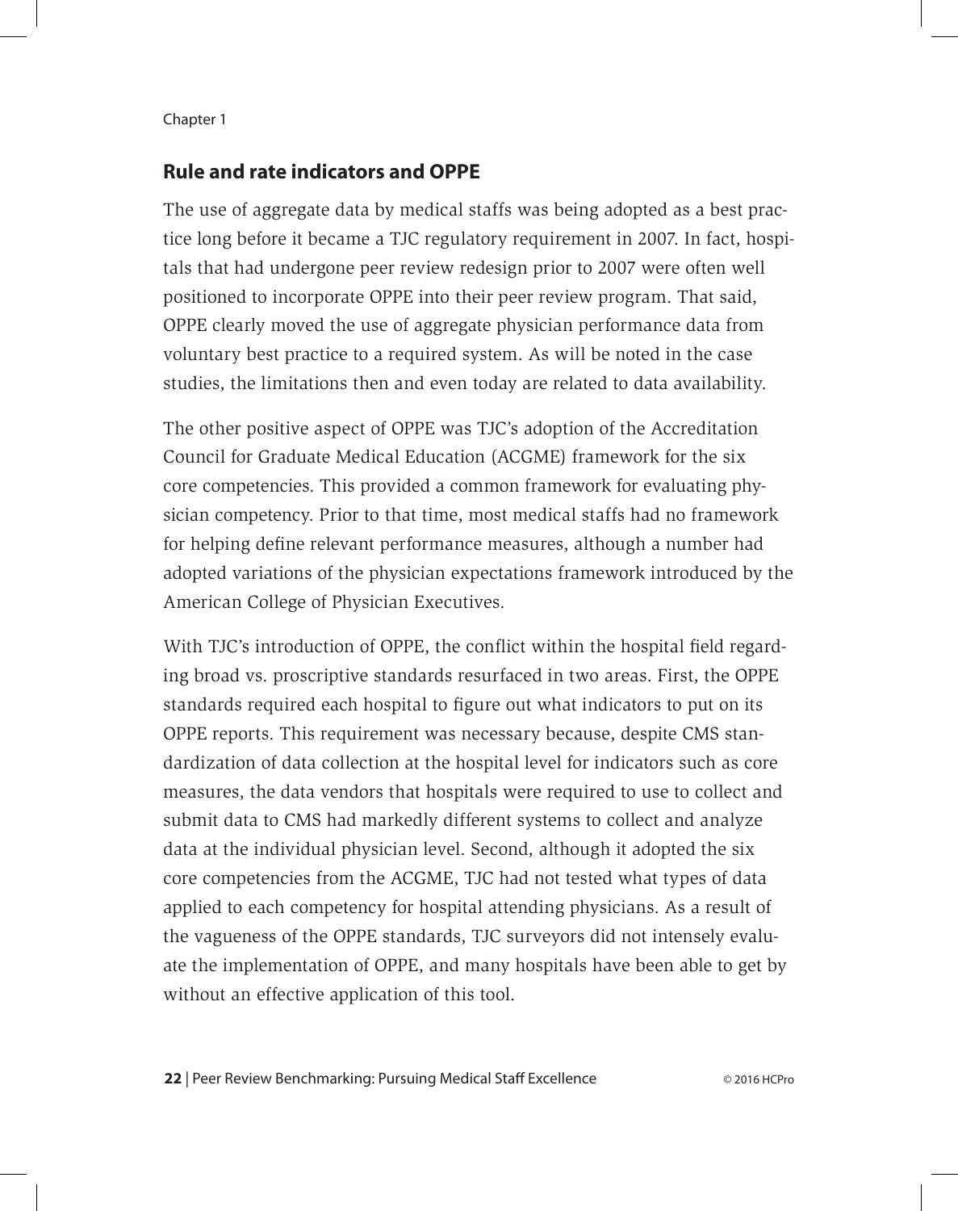## Rule and rate indicators and OPPE

The use of aggregate data by medical staffs was being adopted as a best practice long before it became a TJC regulatory requirement in 2007. In fact, hospitals that had undergone peer review redesign prior to 2007 were often well positioned to incorporate OPPE into their peer review program. That said, OPPE clearly moved the use of aggregate physician performance data from voluntary best practice to a required system. As will be noted in the case studies, the limitations then and even today are related to data availability.

The other positive aspect of OPPE was TJC's adoption of the Accreditation Council for Graduate Medical Education (ACGME) framework for the six core competencies. This provided a common framework for evaluating physician competency. Prior to that time, most medical staffs had no framework for helping define relevant performance measures, although a number had adopted variations of the physician expectations framework introduced by the American College of Physician Executives.

With TJC's introduction of OPPE, the conflict within the hospital field regarding broad vs. proscriptive standards resurfaced in two areas. First, the OPPE standards required each hospital to figure out what indicators to put on its OPPE reports. This requirement was necessary because, despite CMS standardization of data collection at the hospital level for indicators such as core measures, the data vendors that hospitals were required to use to collect and submit data to CMS had markedly different systems to collect and analyze data at the individual physician level. Second, although it adopted the six core competencies from the ACGME, TJC had not tested what types of data applied to each competency for hospital attending physicians. As a result of the vagueness of the OPPE standards, TJC surveyors did not intensely evaluate the implementation of OPPE, and many hospitals have been able to get by without an effective application of this tool.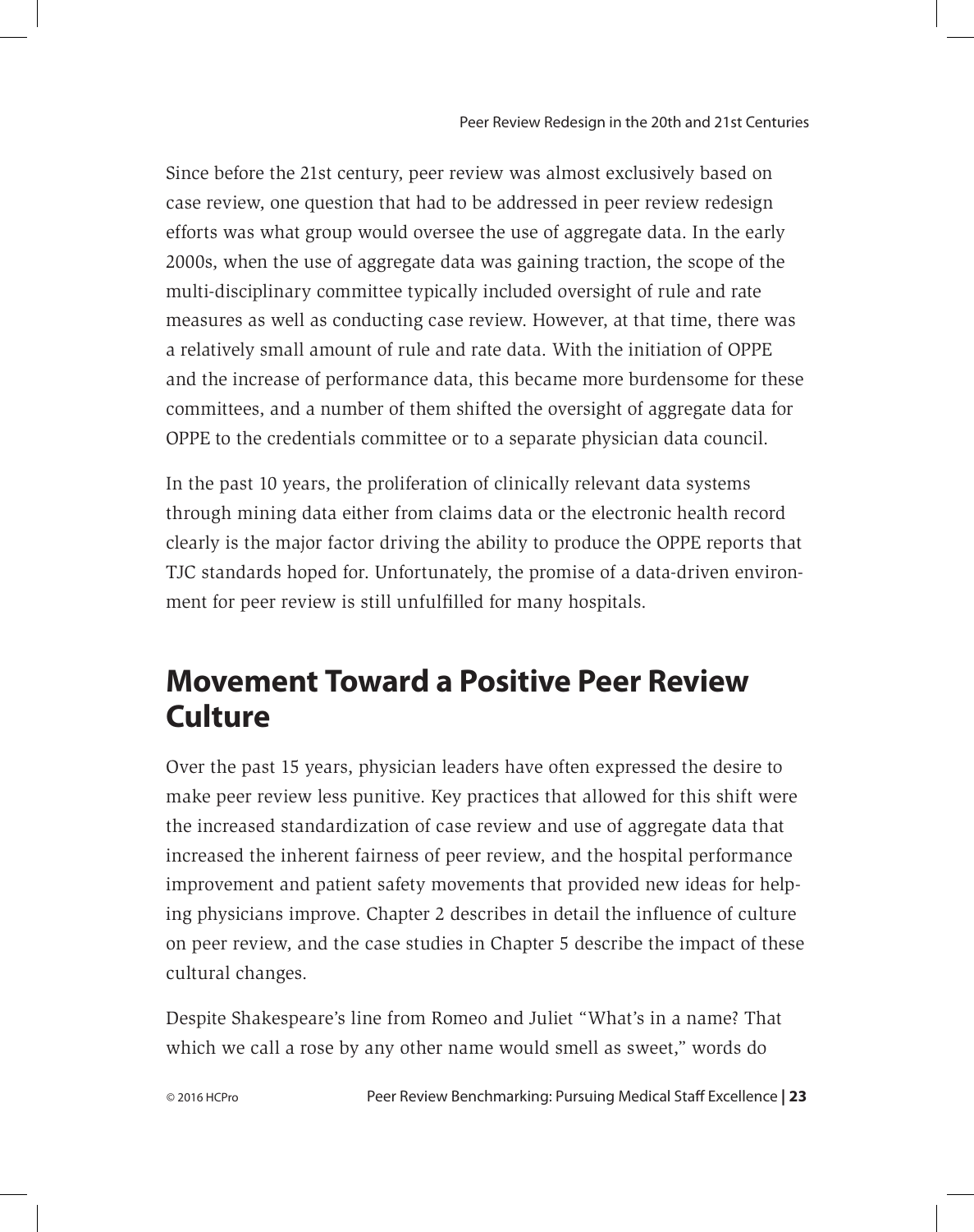Since before the 21st century, peer review was almost exclusively based on case review, one question that had to be addressed in peer review redesign efforts was what group would oversee the use of aggregate data. In the early 2000s, when the use of aggregate data was gaining traction, the scope of the multi-disciplinary committee typically included oversight of rule and rate measures as well as conducting case review. However, at that time, there was a relatively small amount of rule and rate data. With the initiation of OPPE and the increase of performance data, this became more burdensome for these committees, and a number of them shifted the oversight of aggregate data for OPPE to the credentials committee or to a separate physician data council.

In the past 10 years, the proliferation of clinically relevant data systems through mining data either from claims data or the electronic health record clearly is the major factor driving the ability to produce the OPPE reports that TJC standards hoped for. Unfortunately, the promise of a data-driven environment for peer review is still unfulfilled for many hospitals.

## Movement Toward a Positive Peer Review Culture

Over the past 15 years, physician leaders have often expressed the desire to make peer review less punitive. Key practices that allowed for this shift were the increased standardization of case review and use of aggregate data that increased the inherent fairness of peer review, and the hospital performance improvement and patient safety movements that provided new ideas for helping physicians improve. Chapter 2 describes in detail the influence of culture on peer review, and the case studies in Chapter 5 describe the impact of these cultural changes.

Despite Shakespeare's line from Romeo and Juliet "What's in a name? That which we call a rose by any other name would smell as sweet," words do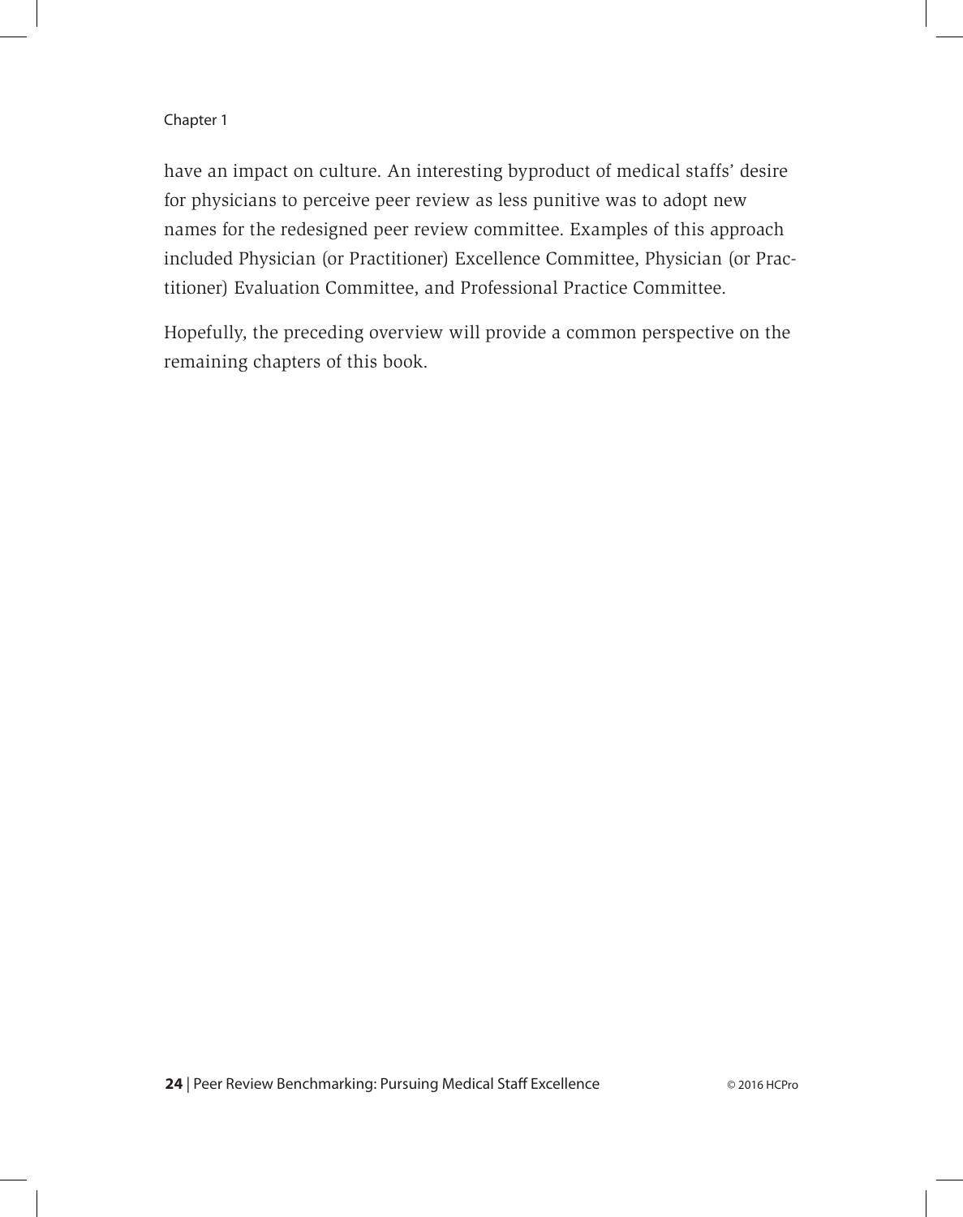have an impact on culture. An interesting byproduct of medical staffs' desire for physicians to perceive peer review as less punitive was to adopt new names for the redesigned peer review committee. Examples of this approach included Physician (or Practitioner) Excellence Committee, Physician (or Practitioner) Evaluation Committee, and Professional Practice Committee.

Hopefully, the preceding overview will provide a common perspective on the remaining chapters of this book.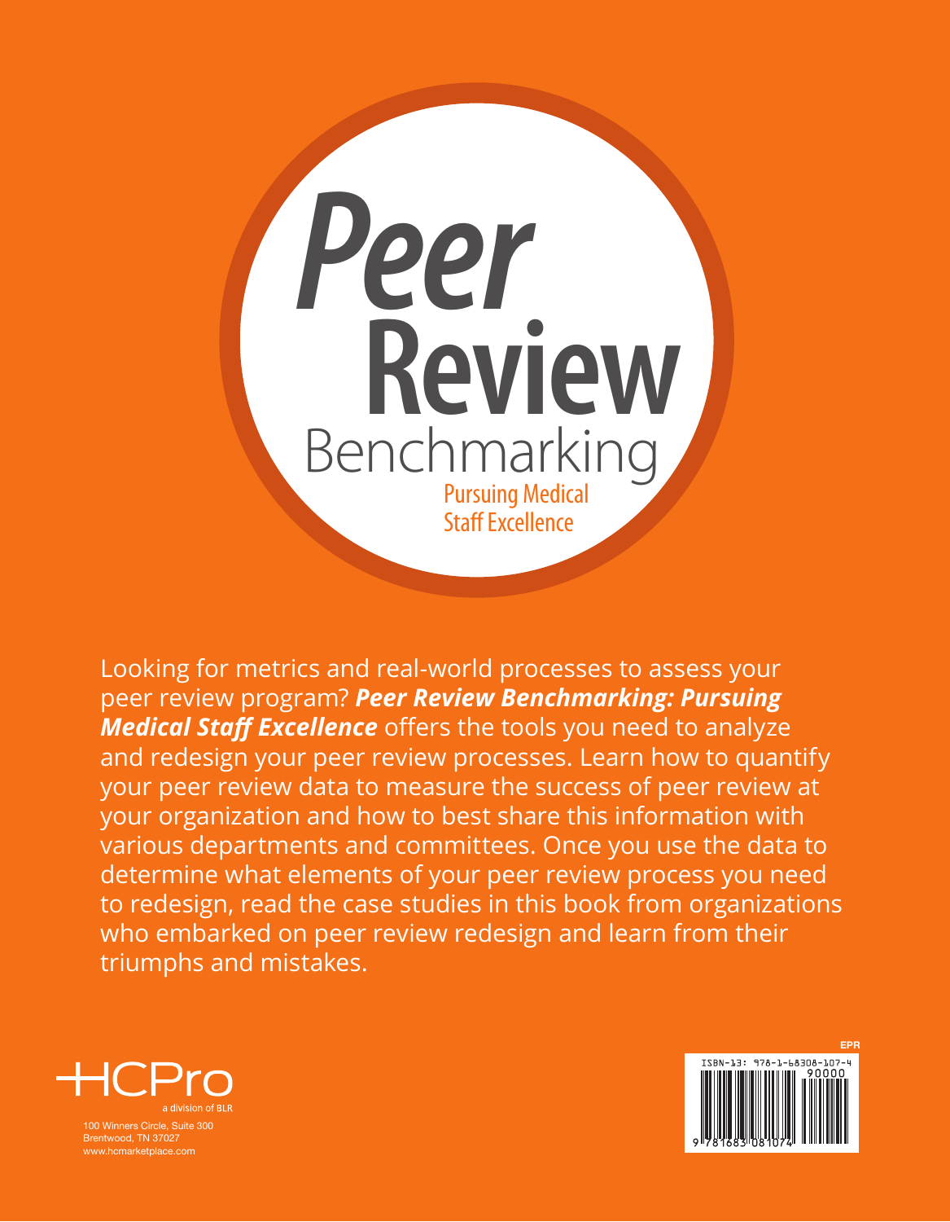# *Peer* Review

## Benchmarking

### Pursuing Medical Staff Excellence

Looking for metrics and real-world processes to assess your peer review program? ***Peer Review Benchmarking: Pursuing Medical Staff Excellence*** offers the tools you need to analyze and redesign your peer review processes. Learn how to quantify your peer review data to measure the success of peer review at your organization and how to best share this information with various departments and committees. Once you use the data to determine what elements of your peer review process you need to redesign, read the case studies in this book from organizations who embarked on peer review redesign and learn from their triumphs and mistakes.

HCPro
a division of BLR

100 Winners Circle, Suite 300
Brentwood, TN 37027
www.hcmarketplace.com

EPR

ISBN-13: 978-1-68308-107-4

90000

9 781683 081074